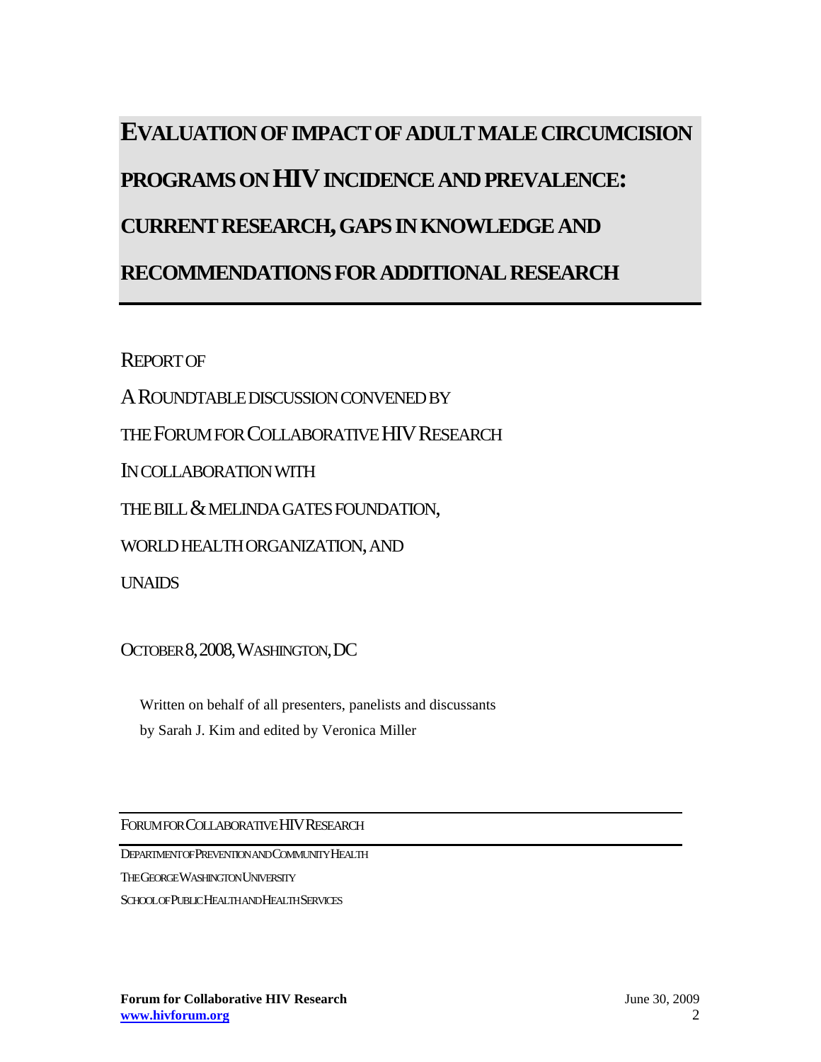# EVALUATION OF IMPACT OF ADULT MALE CIRCUMCISION PROGRAMS ON HIV INCIDENCE AND PREVALENCE: CURRENT RESEARCH, GAPS IN KNOWLEDGE AND RECOMMENDATIONS FOR ADDITIONAL RESEARCH

REPORT OF

A ROUNDTABLE DISCUSSION CONVENED BY

THE FORUM FOR COLLABORATIVE HIV RESEARCH

IN COLLABORATION WITH

THE BILL & MELINDA GATES FOUNDATION,

WORLD HEALTH ORGANIZATION, AND

UNAIDS

OCTOBER 8, 2008, WASHINGTON, DC

Written on behalf of all presenters, panelists and discussants by Sarah J. Kim and edited by Veronica Miller

FORUM FOR COLLABORATIVE HIV RESEARCH

DEPARTMENT OF PREVENTION AND COMMUNITY HEALTH

THE GEORGE WASHINGTON UNIVERSITY

SCHOOL OF PUBLIC HEALTH AND HEALTH SERVICES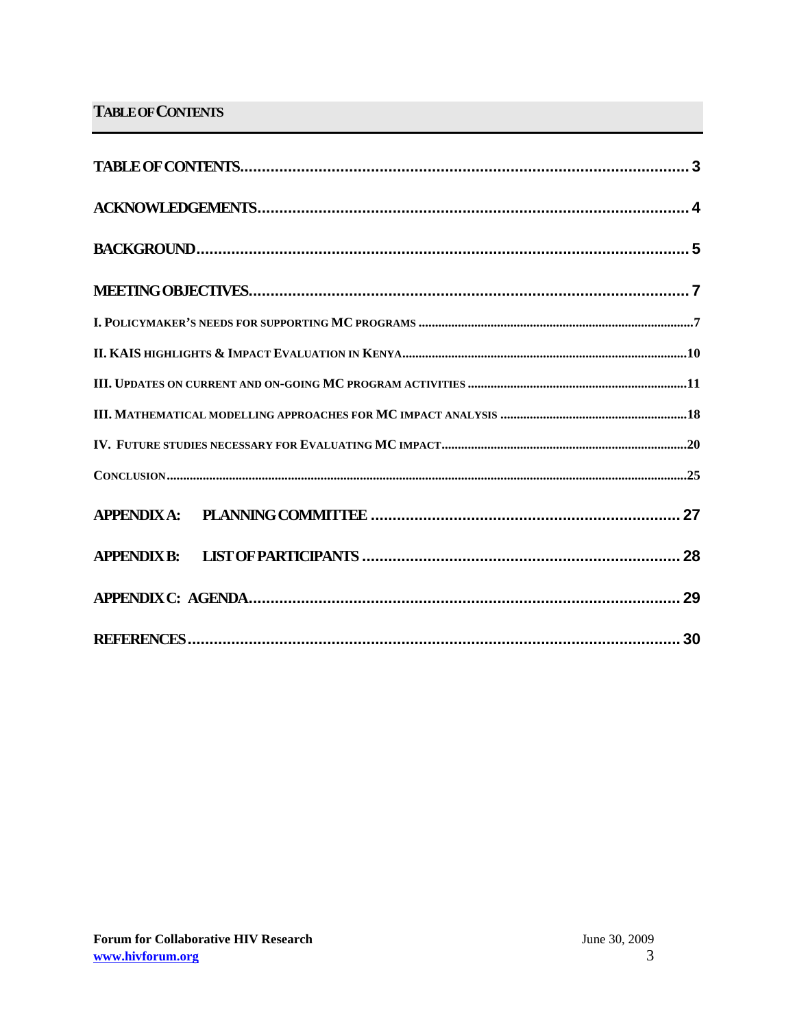## TABLE OF CONTENTS

TABLE OF CONTENTS....................................................................................................3

ACKNOWLEDGEMENTS...............................................................................................4

BACKGROUND...............................................................................................................5

MEETING OBJECTIVES................................................................................................7

I. POLICYMAKER'S NEEDS FOR SUPPORTING MC PROGRAMS ..........................................7

II. KAIS HIGHLIGHTS & IMPACT EVALUATION IN KENYA..............................................10

III. UPDATES ON CURRENT AND ON-GOING MC PROGRAM ACTIVITIES .........................11

III. MATHEMATICAL MODELLING APPROACHES FOR MC IMPACT ANALYSIS ...................18

IV. FUTURE STUDIES NECESSARY FOR EVALUATING MC IMPACT....................................20

CONCLUSION.................................................................................................................25

APPENDIX A: PLANNING COMMITTEE ....................................................................27

APPENDIX B: LIST OF PARTICIPANTS ......................................................................28

APPENDIX C: AGENDA..................................................................................................29

REFERENCES.................................................................................................................30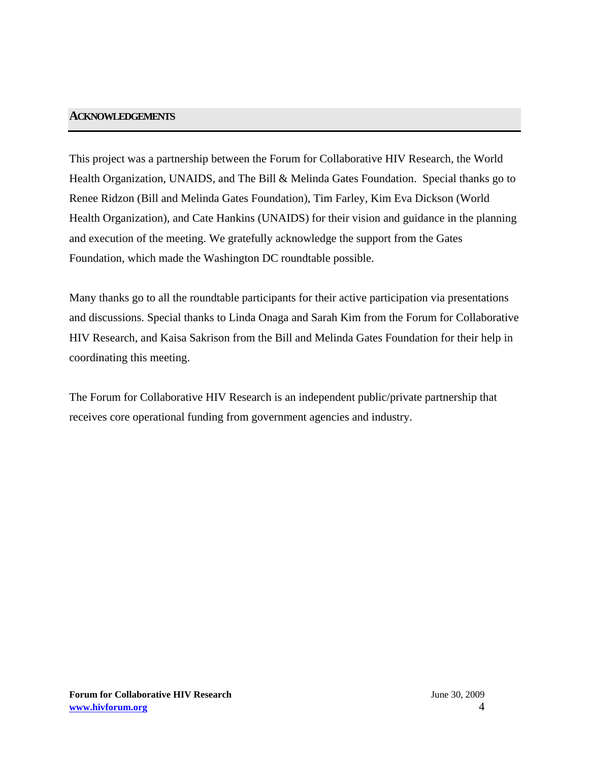## ACKNOWLEDGEMENTS

This project was a partnership between the Forum for Collaborative HIV Research, the World Health Organization, UNAIDS, and The Bill & Melinda Gates Foundation. Special thanks go to Renee Ridzon (Bill and Melinda Gates Foundation), Tim Farley, Kim Eva Dickson (World Health Organization), and Cate Hankins (UNAIDS) for their vision and guidance in the planning and execution of the meeting. We gratefully acknowledge the support from the Gates Foundation, which made the Washington DC roundtable possible.

Many thanks go to all the roundtable participants for their active participation via presentations and discussions. Special thanks to Linda Onaga and Sarah Kim from the Forum for Collaborative HIV Research, and Kaisa Sakrison from the Bill and Melinda Gates Foundation for their help in coordinating this meeting.

The Forum for Collaborative HIV Research is an independent public/private partnership that receives core operational funding from government agencies and industry.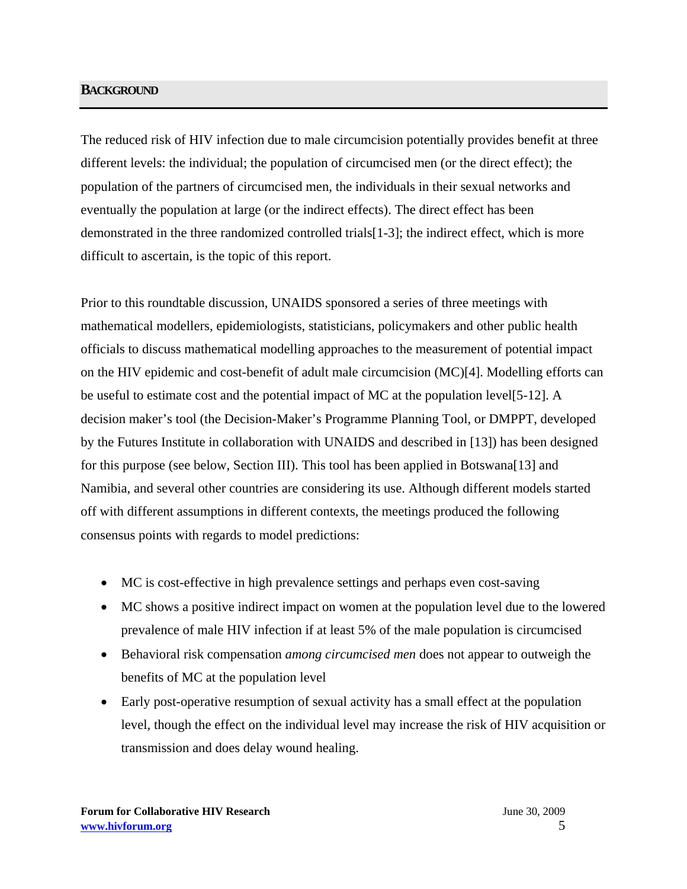## BACKGROUND

The reduced risk of HIV infection due to male circumcision potentially provides benefit at three different levels: the individual; the population of circumcised men (or the direct effect); the population of the partners of circumcised men, the individuals in their sexual networks and eventually the population at large (or the indirect effects). The direct effect has been demonstrated in the three randomized controlled trials[1-3]; the indirect effect, which is more difficult to ascertain, is the topic of this report.

Prior to this roundtable discussion, UNAIDS sponsored a series of three meetings with mathematical modellers, epidemiologists, statisticians, policymakers and other public health officials to discuss mathematical modelling approaches to the measurement of potential impact on the HIV epidemic and cost-benefit of adult male circumcision (MC)[4]. Modelling efforts can be useful to estimate cost and the potential impact of MC at the population level[5-12]. A decision maker's tool (the Decision-Maker's Programme Planning Tool, or DMPPT, developed by the Futures Institute in collaboration with UNAIDS and described in [13]) has been designed for this purpose (see below, Section III). This tool has been applied in Botswana[13] and Namibia, and several other countries are considering its use. Although different models started off with different assumptions in different contexts, the meetings produced the following consensus points with regards to model predictions:

- MC is cost-effective in high prevalence settings and perhaps even cost-saving
- MC shows a positive indirect impact on women at the population level due to the lowered prevalence of male HIV infection if at least 5% of the male population is circumcised
- Behavioral risk compensation *among circumcised men* does not appear to outweigh the benefits of MC at the population level
- Early post-operative resumption of sexual activity has a small effect at the population level, though the effect on the individual level may increase the risk of HIV acquisition or transmission and does delay wound healing.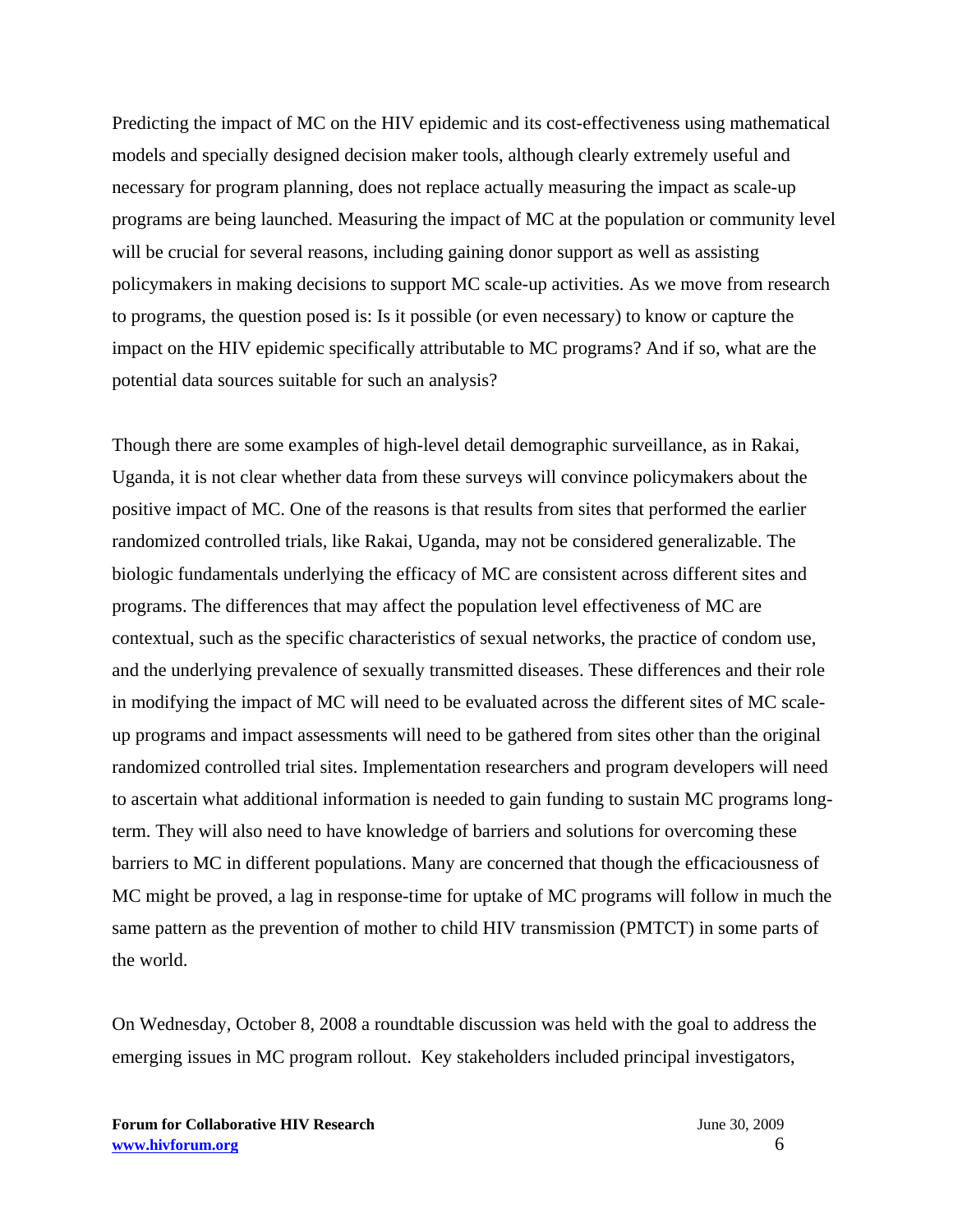Predicting the impact of MC on the HIV epidemic and its cost-effectiveness using mathematical models and specially designed decision maker tools, although clearly extremely useful and necessary for program planning, does not replace actually measuring the impact as scale-up programs are being launched. Measuring the impact of MC at the population or community level will be crucial for several reasons, including gaining donor support as well as assisting policymakers in making decisions to support MC scale-up activities. As we move from research to programs, the question posed is: Is it possible (or even necessary) to know or capture the impact on the HIV epidemic specifically attributable to MC programs? And if so, what are the potential data sources suitable for such an analysis?

Though there are some examples of high-level detail demographic surveillance, as in Rakai, Uganda, it is not clear whether data from these surveys will convince policymakers about the positive impact of MC. One of the reasons is that results from sites that performed the earlier randomized controlled trials, like Rakai, Uganda, may not be considered generalizable. The biologic fundamentals underlying the efficacy of MC are consistent across different sites and programs. The differences that may affect the population level effectiveness of MC are contextual, such as the specific characteristics of sexual networks, the practice of condom use, and the underlying prevalence of sexually transmitted diseases. These differences and their role in modifying the impact of MC will need to be evaluated across the different sites of MC scale-up programs and impact assessments will need to be gathered from sites other than the original randomized controlled trial sites. Implementation researchers and program developers will need to ascertain what additional information is needed to gain funding to sustain MC programs long-term. They will also need to have knowledge of barriers and solutions for overcoming these barriers to MC in different populations. Many are concerned that though the efficaciousness of MC might be proved, a lag in response-time for uptake of MC programs will follow in much the same pattern as the prevention of mother to child HIV transmission (PMTCT) in some parts of the world.

On Wednesday, October 8, 2008 a roundtable discussion was held with the goal to address the emerging issues in MC program rollout. Key stakeholders included principal investigators,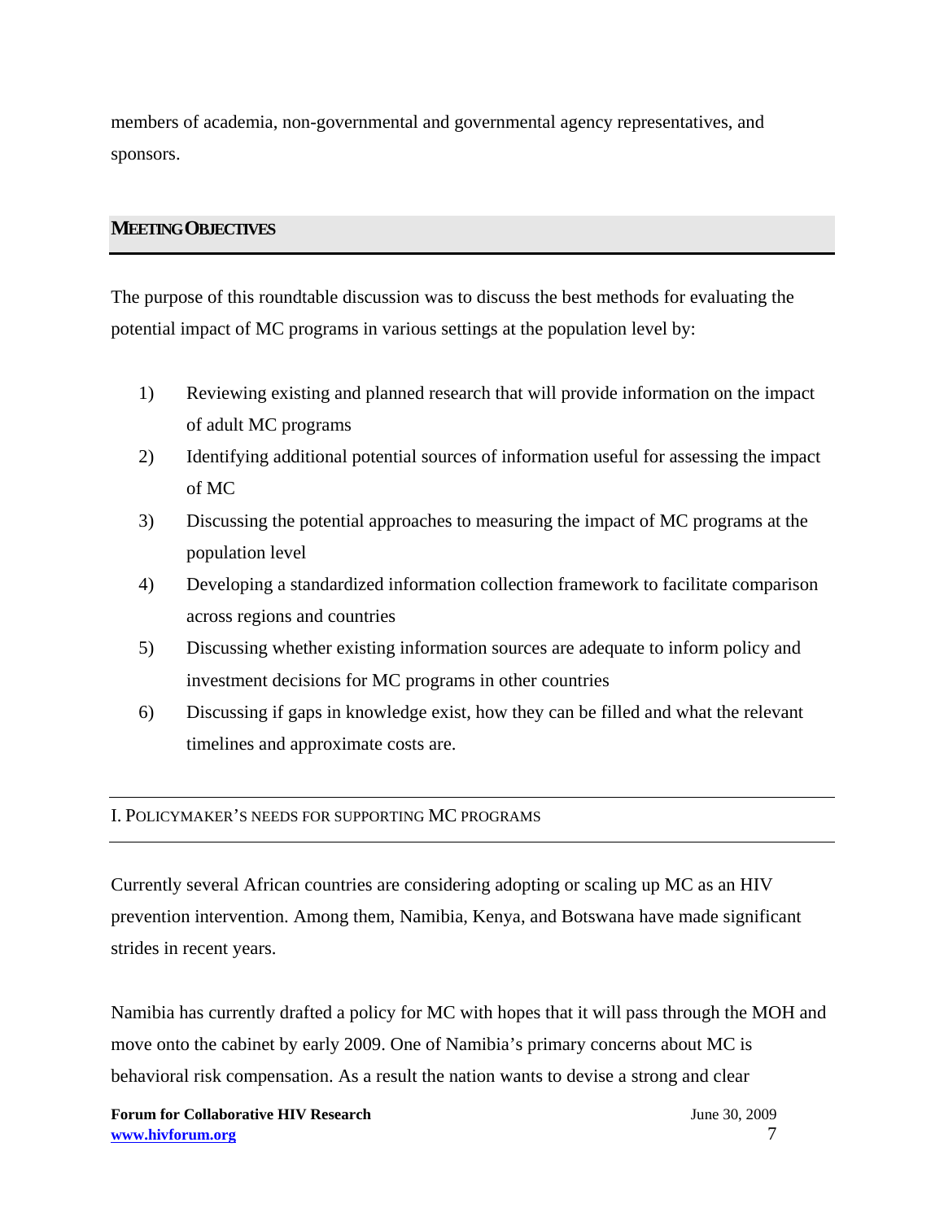members of academia, non-governmental and governmental agency representatives, and sponsors.

## MEETING OBJECTIVES

The purpose of this roundtable discussion was to discuss the best methods for evaluating the potential impact of MC programs in various settings at the population level by:

1) Reviewing existing and planned research that will provide information on the impact of adult MC programs
2) Identifying additional potential sources of information useful for assessing the impact of MC
3) Discussing the potential approaches to measuring the impact of MC programs at the population level
4) Developing a standardized information collection framework to facilitate comparison across regions and countries
5) Discussing whether existing information sources are adequate to inform policy and investment decisions for MC programs in other countries
6) Discussing if gaps in knowledge exist, how they can be filled and what the relevant timelines and approximate costs are.

### I. POLICYMAKER'S NEEDS FOR SUPPORTING MC PROGRAMS

Currently several African countries are considering adopting or scaling up MC as an HIV prevention intervention. Among them, Namibia, Kenya, and Botswana have made significant strides in recent years.

Namibia has currently drafted a policy for MC with hopes that it will pass through the MOH and move onto the cabinet by early 2009. One of Namibia's primary concerns about MC is behavioral risk compensation. As a result the nation wants to devise a strong and clear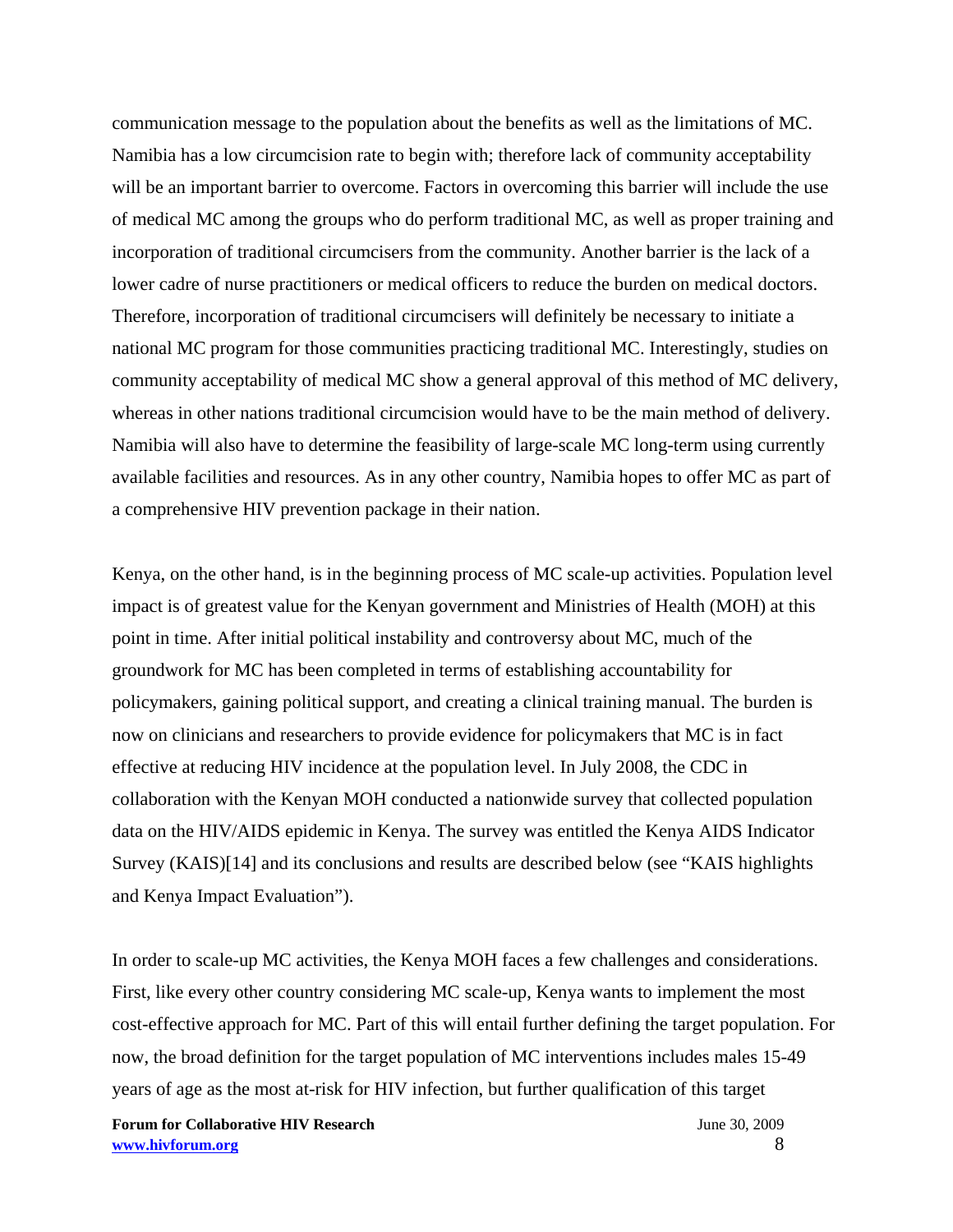communication message to the population about the benefits as well as the limitations of MC. Namibia has a low circumcision rate to begin with; therefore lack of community acceptability will be an important barrier to overcome. Factors in overcoming this barrier will include the use of medical MC among the groups who do perform traditional MC, as well as proper training and incorporation of traditional circumcisers from the community. Another barrier is the lack of a lower cadre of nurse practitioners or medical officers to reduce the burden on medical doctors. Therefore, incorporation of traditional circumcisers will definitely be necessary to initiate a national MC program for those communities practicing traditional MC. Interestingly, studies on community acceptability of medical MC show a general approval of this method of MC delivery, whereas in other nations traditional circumcision would have to be the main method of delivery. Namibia will also have to determine the feasibility of large-scale MC long-term using currently available facilities and resources. As in any other country, Namibia hopes to offer MC as part of a comprehensive HIV prevention package in their nation.

Kenya, on the other hand, is in the beginning process of MC scale-up activities. Population level impact is of greatest value for the Kenyan government and Ministries of Health (MOH) at this point in time. After initial political instability and controversy about MC, much of the groundwork for MC has been completed in terms of establishing accountability for policymakers, gaining political support, and creating a clinical training manual. The burden is now on clinicians and researchers to provide evidence for policymakers that MC is in fact effective at reducing HIV incidence at the population level. In July 2008, the CDC in collaboration with the Kenyan MOH conducted a nationwide survey that collected population data on the HIV/AIDS epidemic in Kenya. The survey was entitled the Kenya AIDS Indicator Survey (KAIS)[14] and its conclusions and results are described below (see "KAIS highlights and Kenya Impact Evaluation").

In order to scale-up MC activities, the Kenya MOH faces a few challenges and considerations. First, like every other country considering MC scale-up, Kenya wants to implement the most cost-effective approach for MC. Part of this will entail further defining the target population. For now, the broad definition for the target population of MC interventions includes males 15-49 years of age as the most at-risk for HIV infection, but further qualification of this target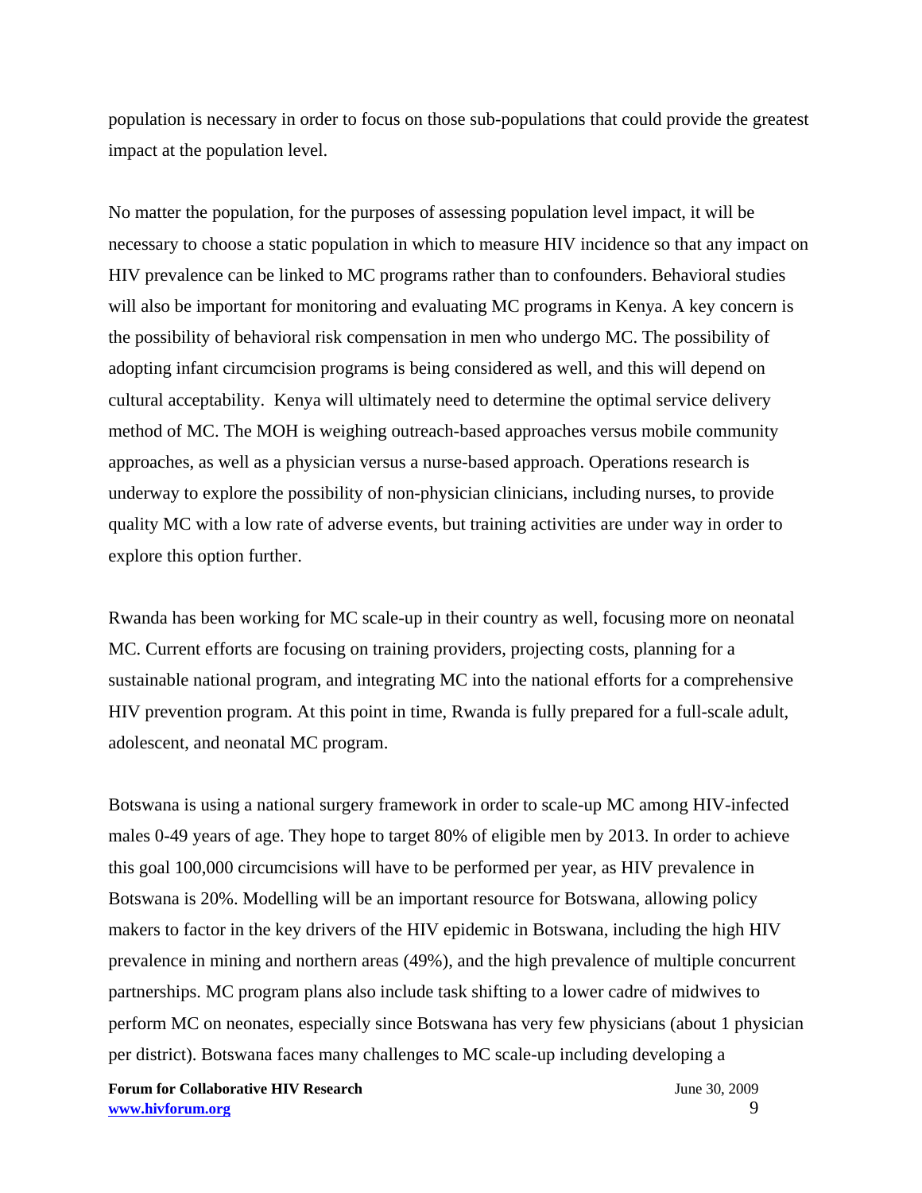population is necessary in order to focus on those sub-populations that could provide the greatest impact at the population level.

No matter the population, for the purposes of assessing population level impact, it will be necessary to choose a static population in which to measure HIV incidence so that any impact on HIV prevalence can be linked to MC programs rather than to confounders. Behavioral studies will also be important for monitoring and evaluating MC programs in Kenya. A key concern is the possibility of behavioral risk compensation in men who undergo MC. The possibility of adopting infant circumcision programs is being considered as well, and this will depend on cultural acceptability. Kenya will ultimately need to determine the optimal service delivery method of MC. The MOH is weighing outreach-based approaches versus mobile community approaches, as well as a physician versus a nurse-based approach. Operations research is underway to explore the possibility of non-physician clinicians, including nurses, to provide quality MC with a low rate of adverse events, but training activities are under way in order to explore this option further.

Rwanda has been working for MC scale-up in their country as well, focusing more on neonatal MC. Current efforts are focusing on training providers, projecting costs, planning for a sustainable national program, and integrating MC into the national efforts for a comprehensive HIV prevention program. At this point in time, Rwanda is fully prepared for a full-scale adult, adolescent, and neonatal MC program.

Botswana is using a national surgery framework in order to scale-up MC among HIV-infected males 0-49 years of age. They hope to target 80% of eligible men by 2013. In order to achieve this goal 100,000 circumcisions will have to be performed per year, as HIV prevalence in Botswana is 20%. Modelling will be an important resource for Botswana, allowing policy makers to factor in the key drivers of the HIV epidemic in Botswana, including the high HIV prevalence in mining and northern areas (49%), and the high prevalence of multiple concurrent partnerships. MC program plans also include task shifting to a lower cadre of midwives to perform MC on neonates, especially since Botswana has very few physicians (about 1 physician per district). Botswana faces many challenges to MC scale-up including developing a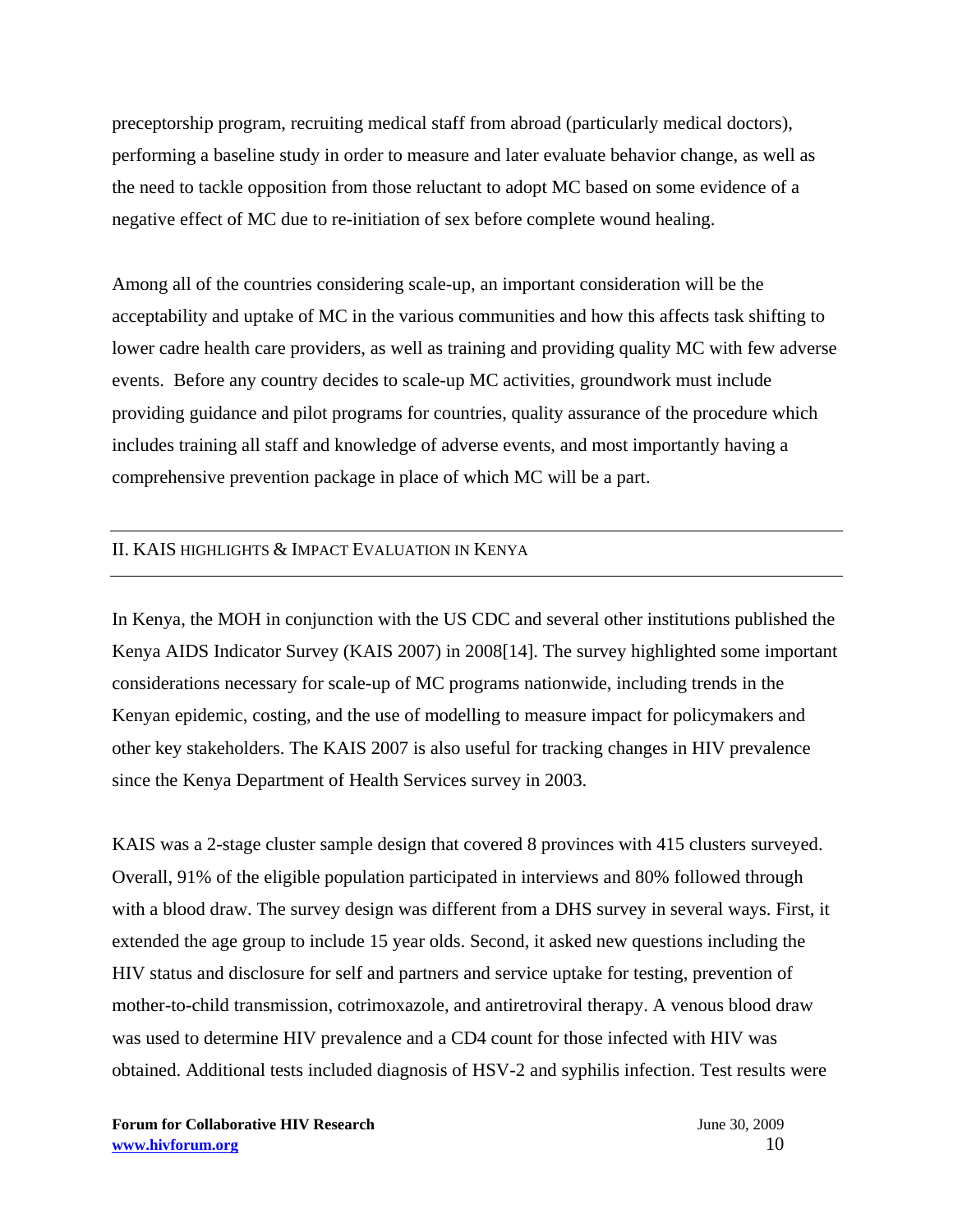preceptorship program, recruiting medical staff from abroad (particularly medical doctors), performing a baseline study in order to measure and later evaluate behavior change, as well as the need to tackle opposition from those reluctant to adopt MC based on some evidence of a negative effect of MC due to re-initiation of sex before complete wound healing.

Among all of the countries considering scale-up, an important consideration will be the acceptability and uptake of MC in the various communities and how this affects task shifting to lower cadre health care providers, as well as training and providing quality MC with few adverse events. Before any country decides to scale-up MC activities, groundwork must include providing guidance and pilot programs for countries, quality assurance of the procedure which includes training all staff and knowledge of adverse events, and most importantly having a comprehensive prevention package in place of which MC will be a part.

## II. KAIS Highlights & Impact Evaluation in Kenya

In Kenya, the MOH in conjunction with the US CDC and several other institutions published the Kenya AIDS Indicator Survey (KAIS 2007) in 2008[14]. The survey highlighted some important considerations necessary for scale-up of MC programs nationwide, including trends in the Kenyan epidemic, costing, and the use of modelling to measure impact for policymakers and other key stakeholders. The KAIS 2007 is also useful for tracking changes in HIV prevalence since the Kenya Department of Health Services survey in 2003.

KAIS was a 2-stage cluster sample design that covered 8 provinces with 415 clusters surveyed. Overall, 91% of the eligible population participated in interviews and 80% followed through with a blood draw. The survey design was different from a DHS survey in several ways. First, it extended the age group to include 15 year olds. Second, it asked new questions including the HIV status and disclosure for self and partners and service uptake for testing, prevention of mother-to-child transmission, cotrimoxazole, and antiretroviral therapy. A venous blood draw was used to determine HIV prevalence and a CD4 count for those infected with HIV was obtained. Additional tests included diagnosis of HSV-2 and syphilis infection. Test results were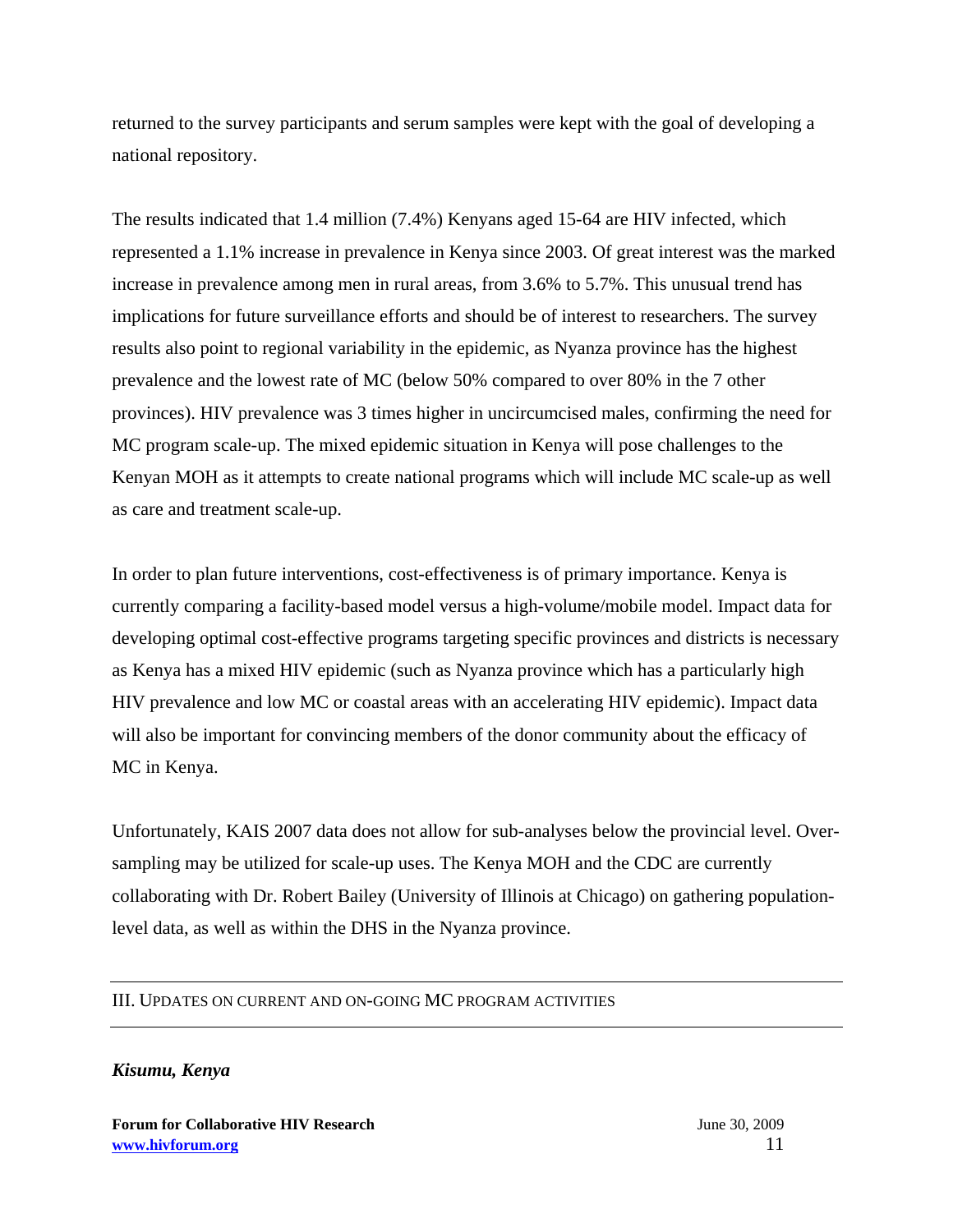returned to the survey participants and serum samples were kept with the goal of developing a national repository.

The results indicated that 1.4 million (7.4%) Kenyans aged 15-64 are HIV infected, which represented a 1.1% increase in prevalence in Kenya since 2003. Of great interest was the marked increase in prevalence among men in rural areas, from 3.6% to 5.7%. This unusual trend has implications for future surveillance efforts and should be of interest to researchers. The survey results also point to regional variability in the epidemic, as Nyanza province has the highest prevalence and the lowest rate of MC (below 50% compared to over 80% in the 7 other provinces). HIV prevalence was 3 times higher in uncircumcised males, confirming the need for MC program scale-up. The mixed epidemic situation in Kenya will pose challenges to the Kenyan MOH as it attempts to create national programs which will include MC scale-up as well as care and treatment scale-up.

In order to plan future interventions, cost-effectiveness is of primary importance. Kenya is currently comparing a facility-based model versus a high-volume/mobile model. Impact data for developing optimal cost-effective programs targeting specific provinces and districts is necessary as Kenya has a mixed HIV epidemic (such as Nyanza province which has a particularly high HIV prevalence and low MC or coastal areas with an accelerating HIV epidemic). Impact data will also be important for convincing members of the donor community about the efficacy of MC in Kenya.

Unfortunately, KAIS 2007 data does not allow for sub-analyses below the provincial level. Over-sampling may be utilized for scale-up uses. The Kenya MOH and the CDC are currently collaborating with Dr. Robert Bailey (University of Illinois at Chicago) on gathering population-level data, as well as within the DHS in the Nyanza province.

## III. Updates on Current and On-going MC Program Activities

***Kisumu, Kenya***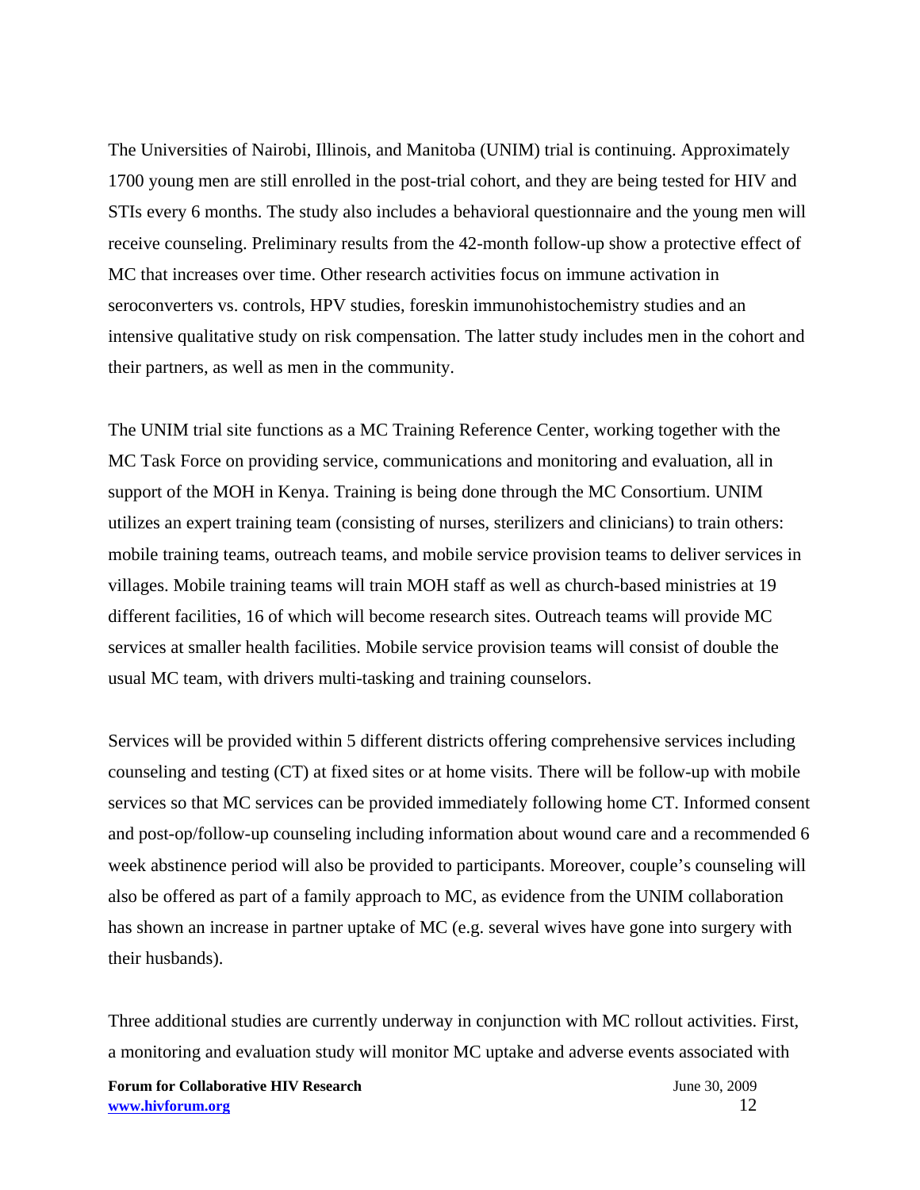The Universities of Nairobi, Illinois, and Manitoba (UNIM) trial is continuing. Approximately 1700 young men are still enrolled in the post-trial cohort, and they are being tested for HIV and STIs every 6 months. The study also includes a behavioral questionnaire and the young men will receive counseling. Preliminary results from the 42-month follow-up show a protective effect of MC that increases over time. Other research activities focus on immune activation in seroconverters vs. controls, HPV studies, foreskin immunohistochemistry studies and an intensive qualitative study on risk compensation. The latter study includes men in the cohort and their partners, as well as men in the community.

The UNIM trial site functions as a MC Training Reference Center, working together with the MC Task Force on providing service, communications and monitoring and evaluation, all in support of the MOH in Kenya. Training is being done through the MC Consortium. UNIM utilizes an expert training team (consisting of nurses, sterilizers and clinicians) to train others: mobile training teams, outreach teams, and mobile service provision teams to deliver services in villages. Mobile training teams will train MOH staff as well as church-based ministries at 19 different facilities, 16 of which will become research sites. Outreach teams will provide MC services at smaller health facilities. Mobile service provision teams will consist of double the usual MC team, with drivers multi-tasking and training counselors.

Services will be provided within 5 different districts offering comprehensive services including counseling and testing (CT) at fixed sites or at home visits. There will be follow-up with mobile services so that MC services can be provided immediately following home CT. Informed consent and post-op/follow-up counseling including information about wound care and a recommended 6 week abstinence period will also be provided to participants. Moreover, couple's counseling will also be offered as part of a family approach to MC, as evidence from the UNIM collaboration has shown an increase in partner uptake of MC (e.g. several wives have gone into surgery with their husbands).

Three additional studies are currently underway in conjunction with MC rollout activities. First, a monitoring and evaluation study will monitor MC uptake and adverse events associated with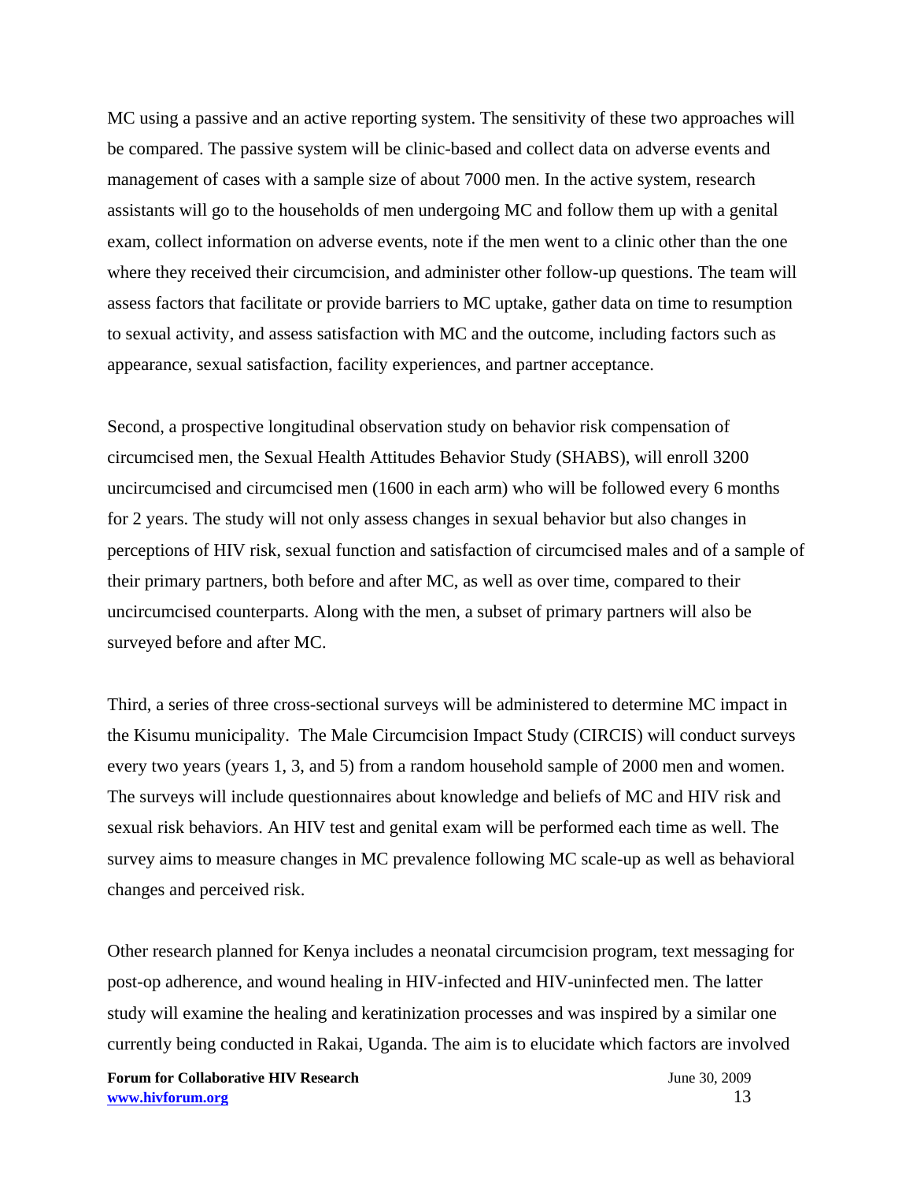MC using a passive and an active reporting system. The sensitivity of these two approaches will be compared. The passive system will be clinic-based and collect data on adverse events and management of cases with a sample size of about 7000 men. In the active system, research assistants will go to the households of men undergoing MC and follow them up with a genital exam, collect information on adverse events, note if the men went to a clinic other than the one where they received their circumcision, and administer other follow-up questions. The team will assess factors that facilitate or provide barriers to MC uptake, gather data on time to resumption to sexual activity, and assess satisfaction with MC and the outcome, including factors such as appearance, sexual satisfaction, facility experiences, and partner acceptance.

Second, a prospective longitudinal observation study on behavior risk compensation of circumcised men, the Sexual Health Attitudes Behavior Study (SHABS), will enroll 3200 uncircumcised and circumcised men (1600 in each arm) who will be followed every 6 months for 2 years. The study will not only assess changes in sexual behavior but also changes in perceptions of HIV risk, sexual function and satisfaction of circumcised males and of a sample of their primary partners, both before and after MC, as well as over time, compared to their uncircumcised counterparts. Along with the men, a subset of primary partners will also be surveyed before and after MC.

Third, a series of three cross-sectional surveys will be administered to determine MC impact in the Kisumu municipality. The Male Circumcision Impact Study (CIRCIS) will conduct surveys every two years (years 1, 3, and 5) from a random household sample of 2000 men and women. The surveys will include questionnaires about knowledge and beliefs of MC and HIV risk and sexual risk behaviors. An HIV test and genital exam will be performed each time as well. The survey aims to measure changes in MC prevalence following MC scale-up as well as behavioral changes and perceived risk.

Other research planned for Kenya includes a neonatal circumcision program, text messaging for post-op adherence, and wound healing in HIV-infected and HIV-uninfected men. The latter study will examine the healing and keratinization processes and was inspired by a similar one currently being conducted in Rakai, Uganda. The aim is to elucidate which factors are involved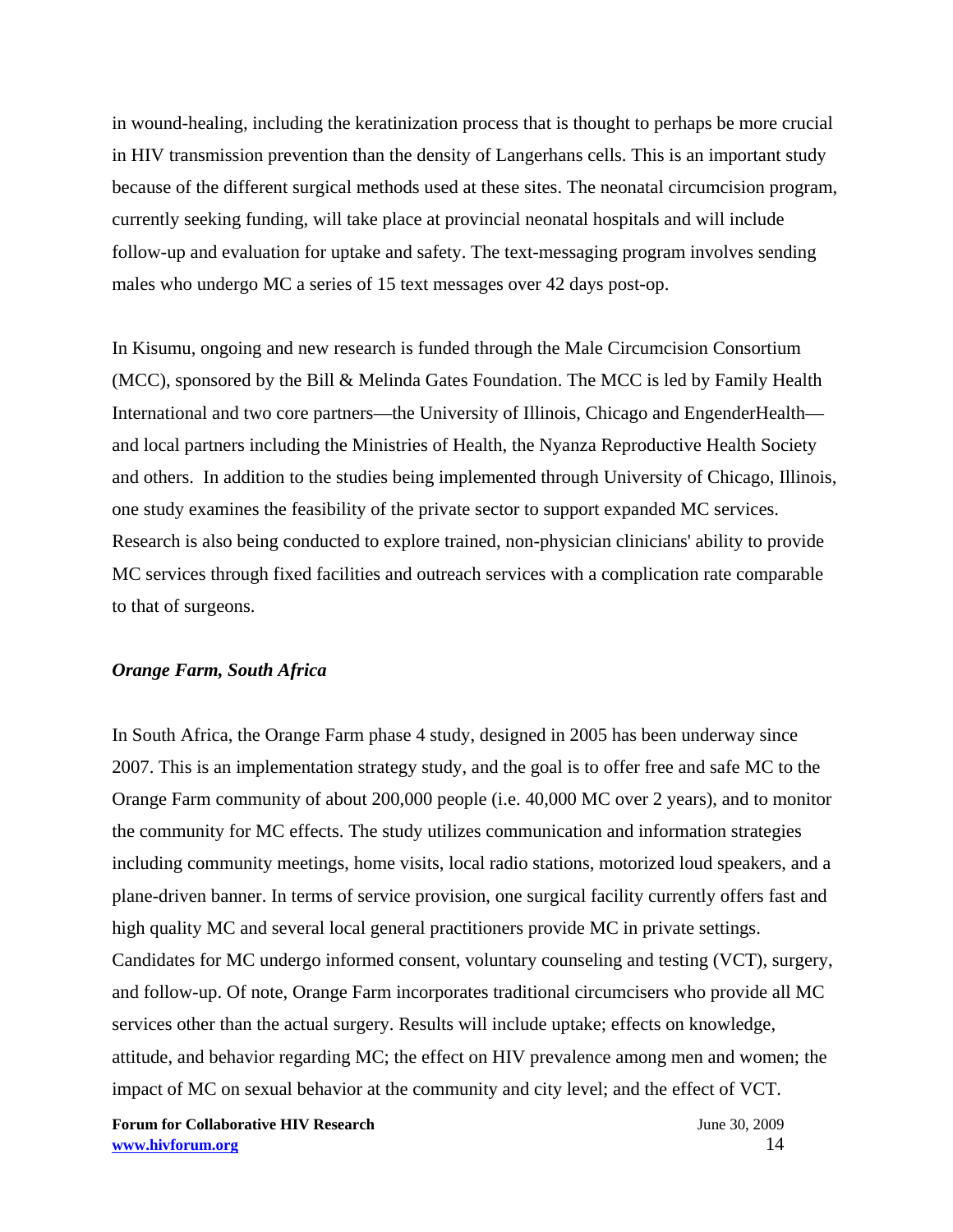in wound-healing, including the keratinization process that is thought to perhaps be more crucial in HIV transmission prevention than the density of Langerhans cells. This is an important study because of the different surgical methods used at these sites. The neonatal circumcision program, currently seeking funding, will take place at provincial neonatal hospitals and will include follow-up and evaluation for uptake and safety. The text-messaging program involves sending males who undergo MC a series of 15 text messages over 42 days post-op.

In Kisumu, ongoing and new research is funded through the Male Circumcision Consortium (MCC), sponsored by the Bill & Melinda Gates Foundation. The MCC is led by Family Health International and two core partners—the University of Illinois, Chicago and EngenderHealth—and local partners including the Ministries of Health, the Nyanza Reproductive Health Society and others. In addition to the studies being implemented through University of Chicago, Illinois, one study examines the feasibility of the private sector to support expanded MC services. Research is also being conducted to explore trained, non-physician clinicians' ability to provide MC services through fixed facilities and outreach services with a complication rate comparable to that of surgeons.

***Orange Farm, South Africa***

In South Africa, the Orange Farm phase 4 study, designed in 2005 has been underway since 2007. This is an implementation strategy study, and the goal is to offer free and safe MC to the Orange Farm community of about 200,000 people (i.e. 40,000 MC over 2 years), and to monitor the community for MC effects. The study utilizes communication and information strategies including community meetings, home visits, local radio stations, motorized loud speakers, and a plane-driven banner. In terms of service provision, one surgical facility currently offers fast and high quality MC and several local general practitioners provide MC in private settings. Candidates for MC undergo informed consent, voluntary counseling and testing (VCT), surgery, and follow-up. Of note, Orange Farm incorporates traditional circumcisers who provide all MC services other than the actual surgery. Results will include uptake; effects on knowledge, attitude, and behavior regarding MC; the effect on HIV prevalence among men and women; the impact of MC on sexual behavior at the community and city level; and the effect of VCT.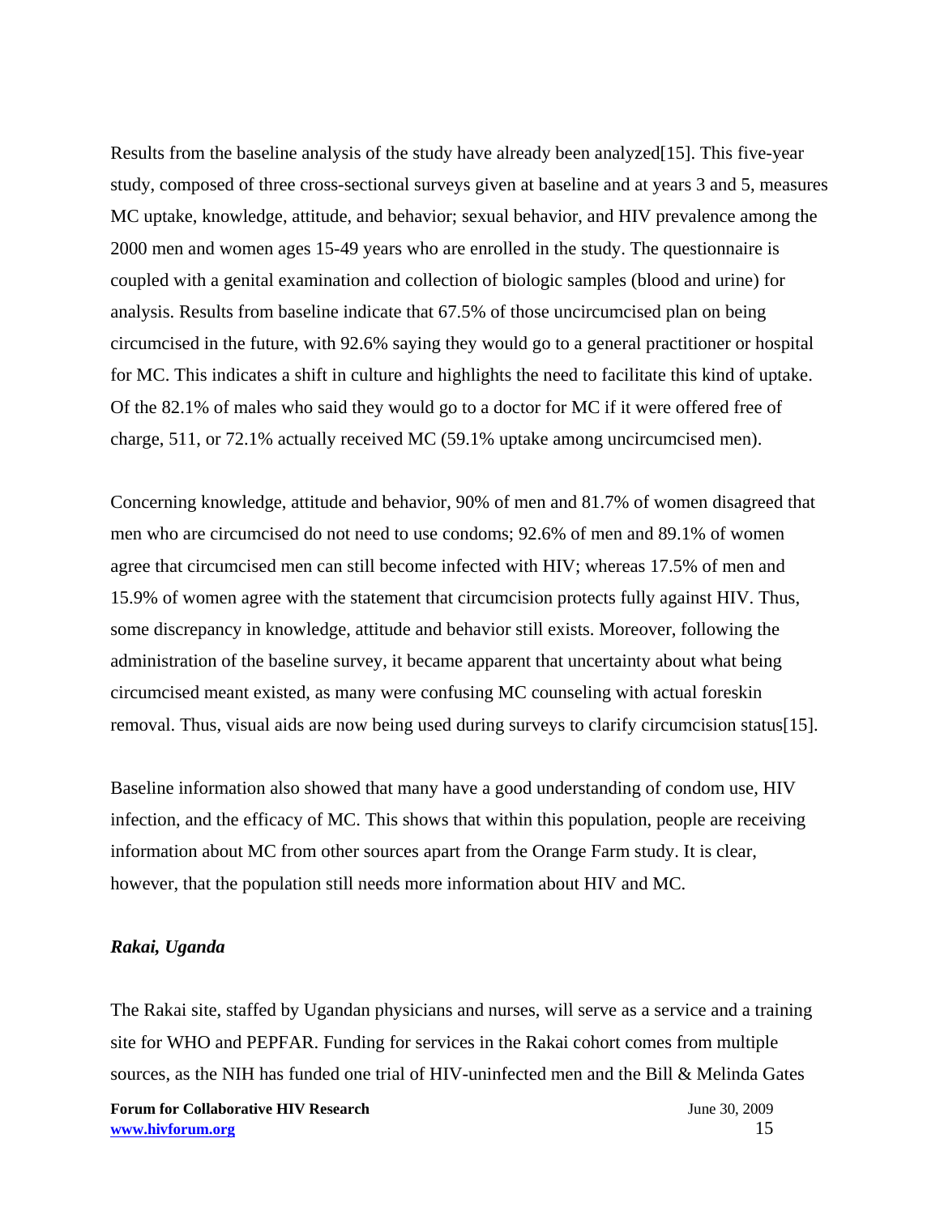Results from the baseline analysis of the study have already been analyzed[15]. This five-year study, composed of three cross-sectional surveys given at baseline and at years 3 and 5, measures MC uptake, knowledge, attitude, and behavior; sexual behavior, and HIV prevalence among the 2000 men and women ages 15-49 years who are enrolled in the study. The questionnaire is coupled with a genital examination and collection of biologic samples (blood and urine) for analysis. Results from baseline indicate that 67.5% of those uncircumcised plan on being circumcised in the future, with 92.6% saying they would go to a general practitioner or hospital for MC. This indicates a shift in culture and highlights the need to facilitate this kind of uptake. Of the 82.1% of males who said they would go to a doctor for MC if it were offered free of charge, 511, or 72.1% actually received MC (59.1% uptake among uncircumcised men).

Concerning knowledge, attitude and behavior, 90% of men and 81.7% of women disagreed that men who are circumcised do not need to use condoms; 92.6% of men and 89.1% of women agree that circumcised men can still become infected with HIV; whereas 17.5% of men and 15.9% of women agree with the statement that circumcision protects fully against HIV. Thus, some discrepancy in knowledge, attitude and behavior still exists. Moreover, following the administration of the baseline survey, it became apparent that uncertainty about what being circumcised meant existed, as many were confusing MC counseling with actual foreskin removal. Thus, visual aids are now being used during surveys to clarify circumcision status[15].

Baseline information also showed that many have a good understanding of condom use, HIV infection, and the efficacy of MC. This shows that within this population, people are receiving information about MC from other sources apart from the Orange Farm study. It is clear, however, that the population still needs more information about HIV and MC.

### *Rakai, Uganda*

The Rakai site, staffed by Ugandan physicians and nurses, will serve as a service and a training site for WHO and PEPFAR. Funding for services in the Rakai cohort comes from multiple sources, as the NIH has funded one trial of HIV-uninfected men and the Bill & Melinda Gates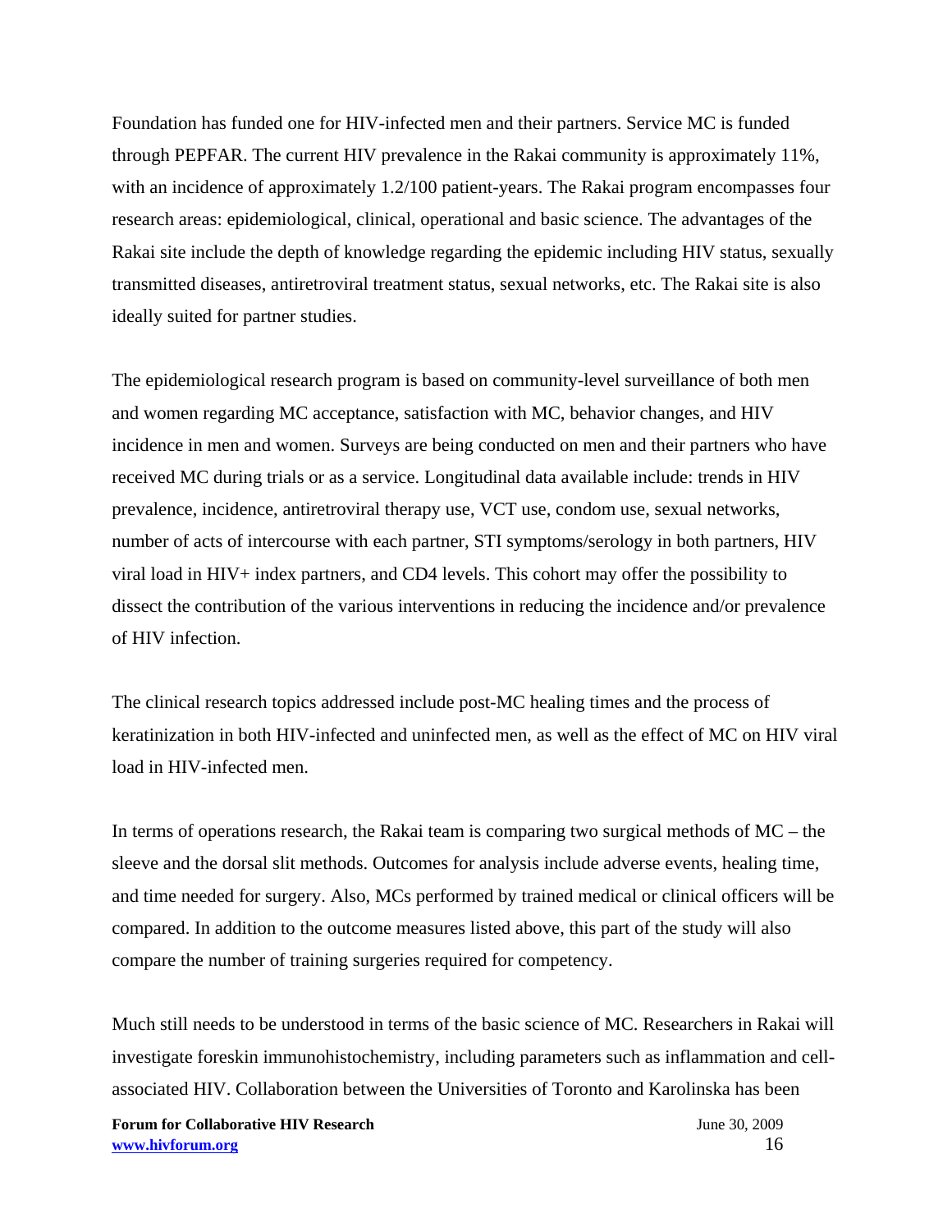Foundation has funded one for HIV-infected men and their partners. Service MC is funded through PEPFAR. The current HIV prevalence in the Rakai community is approximately 11%, with an incidence of approximately 1.2/100 patient-years. The Rakai program encompasses four research areas: epidemiological, clinical, operational and basic science. The advantages of the Rakai site include the depth of knowledge regarding the epidemic including HIV status, sexually transmitted diseases, antiretroviral treatment status, sexual networks, etc. The Rakai site is also ideally suited for partner studies.

The epidemiological research program is based on community-level surveillance of both men and women regarding MC acceptance, satisfaction with MC, behavior changes, and HIV incidence in men and women. Surveys are being conducted on men and their partners who have received MC during trials or as a service. Longitudinal data available include: trends in HIV prevalence, incidence, antiretroviral therapy use, VCT use, condom use, sexual networks, number of acts of intercourse with each partner, STI symptoms/serology in both partners, HIV viral load in HIV+ index partners, and CD4 levels. This cohort may offer the possibility to dissect the contribution of the various interventions in reducing the incidence and/or prevalence of HIV infection.

The clinical research topics addressed include post-MC healing times and the process of keratinization in both HIV-infected and uninfected men, as well as the effect of MC on HIV viral load in HIV-infected men.

In terms of operations research, the Rakai team is comparing two surgical methods of MC – the sleeve and the dorsal slit methods. Outcomes for analysis include adverse events, healing time, and time needed for surgery. Also, MCs performed by trained medical or clinical officers will be compared. In addition to the outcome measures listed above, this part of the study will also compare the number of training surgeries required for competency.

Much still needs to be understood in terms of the basic science of MC. Researchers in Rakai will investigate foreskin immunohistochemistry, including parameters such as inflammation and cell-associated HIV. Collaboration between the Universities of Toronto and Karolinska has been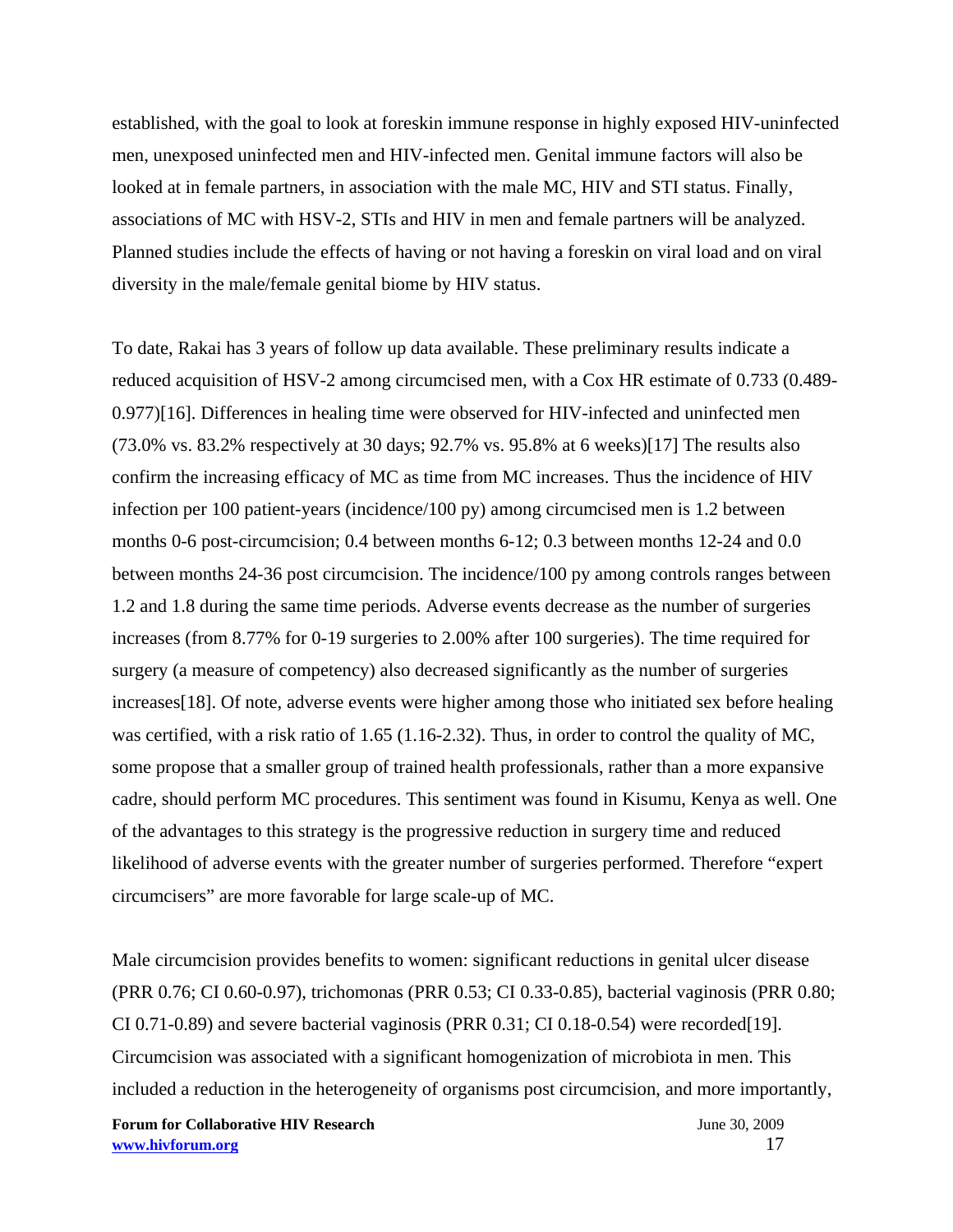established, with the goal to look at foreskin immune response in highly exposed HIV-uninfected men, unexposed uninfected men and HIV-infected men. Genital immune factors will also be looked at in female partners, in association with the male MC, HIV and STI status. Finally, associations of MC with HSV-2, STIs and HIV in men and female partners will be analyzed. Planned studies include the effects of having or not having a foreskin on viral load and on viral diversity in the male/female genital biome by HIV status.

To date, Rakai has 3 years of follow up data available. These preliminary results indicate a reduced acquisition of HSV-2 among circumcised men, with a Cox HR estimate of 0.733 (0.489-0.977)[16]. Differences in healing time were observed for HIV-infected and uninfected men (73.0% vs. 83.2% respectively at 30 days; 92.7% vs. 95.8% at 6 weeks)[17] The results also confirm the increasing efficacy of MC as time from MC increases. Thus the incidence of HIV infection per 100 patient-years (incidence/100 py) among circumcised men is 1.2 between months 0-6 post-circumcision; 0.4 between months 6-12; 0.3 between months 12-24 and 0.0 between months 24-36 post circumcision. The incidence/100 py among controls ranges between 1.2 and 1.8 during the same time periods. Adverse events decrease as the number of surgeries increases (from 8.77% for 0-19 surgeries to 2.00% after 100 surgeries). The time required for surgery (a measure of competency) also decreased significantly as the number of surgeries increases[18]. Of note, adverse events were higher among those who initiated sex before healing was certified, with a risk ratio of 1.65 (1.16-2.32). Thus, in order to control the quality of MC, some propose that a smaller group of trained health professionals, rather than a more expansive cadre, should perform MC procedures. This sentiment was found in Kisumu, Kenya as well. One of the advantages to this strategy is the progressive reduction in surgery time and reduced likelihood of adverse events with the greater number of surgeries performed. Therefore "expert circumcisers" are more favorable for large scale-up of MC.

Male circumcision provides benefits to women: significant reductions in genital ulcer disease (PRR 0.76; CI 0.60-0.97), trichomonas (PRR 0.53; CI 0.33-0.85), bacterial vaginosis (PRR 0.80; CI 0.71-0.89) and severe bacterial vaginosis (PRR 0.31; CI 0.18-0.54) were recorded[19]. Circumcision was associated with a significant homogenization of microbiota in men. This included a reduction in the heterogeneity of organisms post circumcision, and more importantly,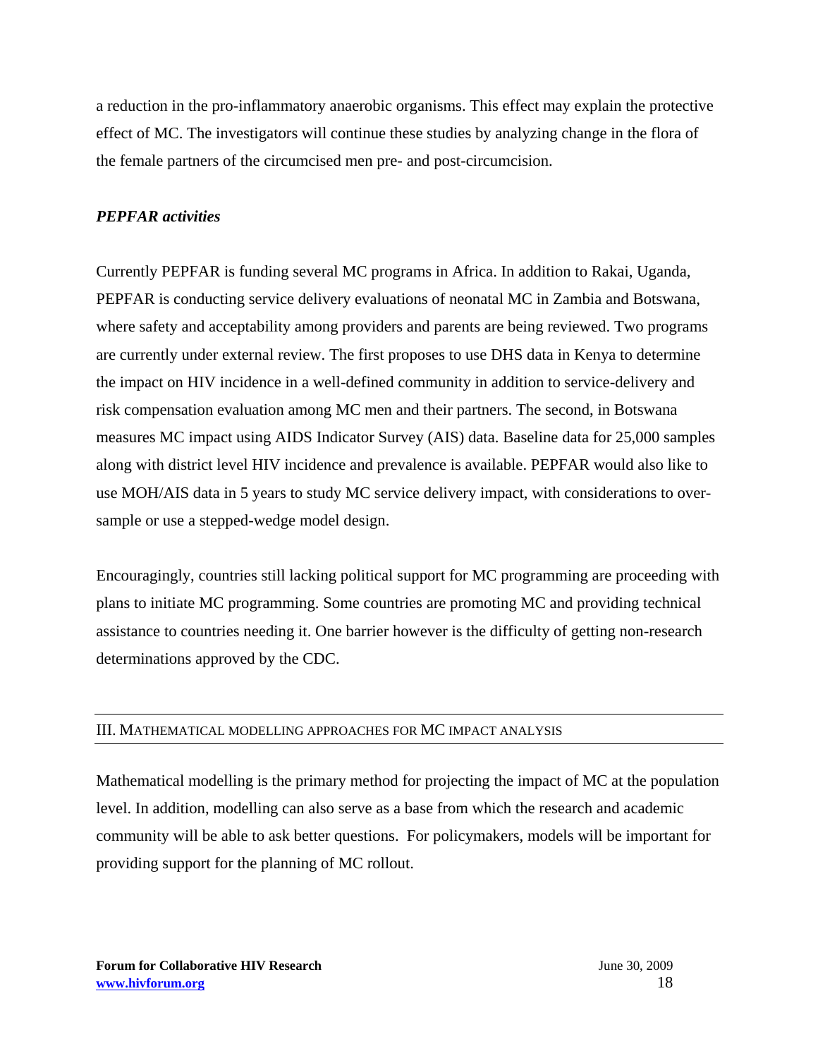a reduction in the pro-inflammatory anaerobic organisms. This effect may explain the protective effect of MC. The investigators will continue these studies by analyzing change in the flora of the female partners of the circumcised men pre- and post-circumcision.

***PEPFAR activities***

Currently PEPFAR is funding several MC programs in Africa. In addition to Rakai, Uganda, PEPFAR is conducting service delivery evaluations of neonatal MC in Zambia and Botswana, where safety and acceptability among providers and parents are being reviewed. Two programs are currently under external review. The first proposes to use DHS data in Kenya to determine the impact on HIV incidence in a well-defined community in addition to service-delivery and risk compensation evaluation among MC men and their partners. The second, in Botswana measures MC impact using AIDS Indicator Survey (AIS) data. Baseline data for 25,000 samples along with district level HIV incidence and prevalence is available. PEPFAR would also like to use MOH/AIS data in 5 years to study MC service delivery impact, with considerations to over-sample or use a stepped-wedge model design.

Encouragingly, countries still lacking political support for MC programming are proceeding with plans to initiate MC programming. Some countries are promoting MC and providing technical assistance to countries needing it. One barrier however is the difficulty of getting non-research determinations approved by the CDC.

## III. Mathematical modelling approaches for MC impact analysis

Mathematical modelling is the primary method for projecting the impact of MC at the population level. In addition, modelling can also serve as a base from which the research and academic community will be able to ask better questions. For policymakers, models will be important for providing support for the planning of MC rollout.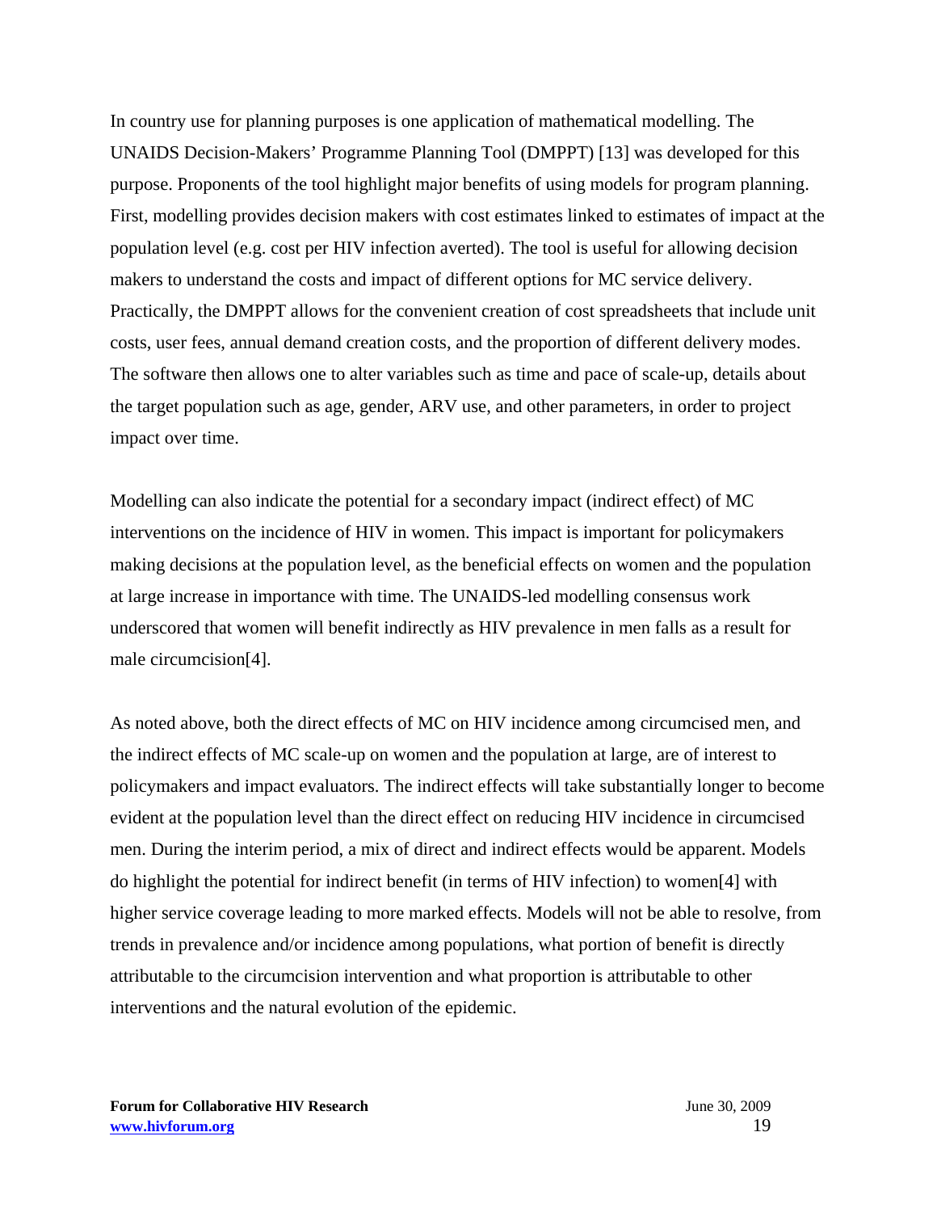In country use for planning purposes is one application of mathematical modelling. The UNAIDS Decision-Makers' Programme Planning Tool (DMPPT) [13] was developed for this purpose. Proponents of the tool highlight major benefits of using models for program planning. First, modelling provides decision makers with cost estimates linked to estimates of impact at the population level (e.g. cost per HIV infection averted). The tool is useful for allowing decision makers to understand the costs and impact of different options for MC service delivery. Practically, the DMPPT allows for the convenient creation of cost spreadsheets that include unit costs, user fees, annual demand creation costs, and the proportion of different delivery modes. The software then allows one to alter variables such as time and pace of scale-up, details about the target population such as age, gender, ARV use, and other parameters, in order to project impact over time.

Modelling can also indicate the potential for a secondary impact (indirect effect) of MC interventions on the incidence of HIV in women. This impact is important for policymakers making decisions at the population level, as the beneficial effects on women and the population at large increase in importance with time. The UNAIDS-led modelling consensus work underscored that women will benefit indirectly as HIV prevalence in men falls as a result for male circumcision[4].

As noted above, both the direct effects of MC on HIV incidence among circumcised men, and the indirect effects of MC scale-up on women and the population at large, are of interest to policymakers and impact evaluators. The indirect effects will take substantially longer to become evident at the population level than the direct effect on reducing HIV incidence in circumcised men. During the interim period, a mix of direct and indirect effects would be apparent. Models do highlight the potential for indirect benefit (in terms of HIV infection) to women[4] with higher service coverage leading to more marked effects. Models will not be able to resolve, from trends in prevalence and/or incidence among populations, what portion of benefit is directly attributable to the circumcision intervention and what proportion is attributable to other interventions and the natural evolution of the epidemic.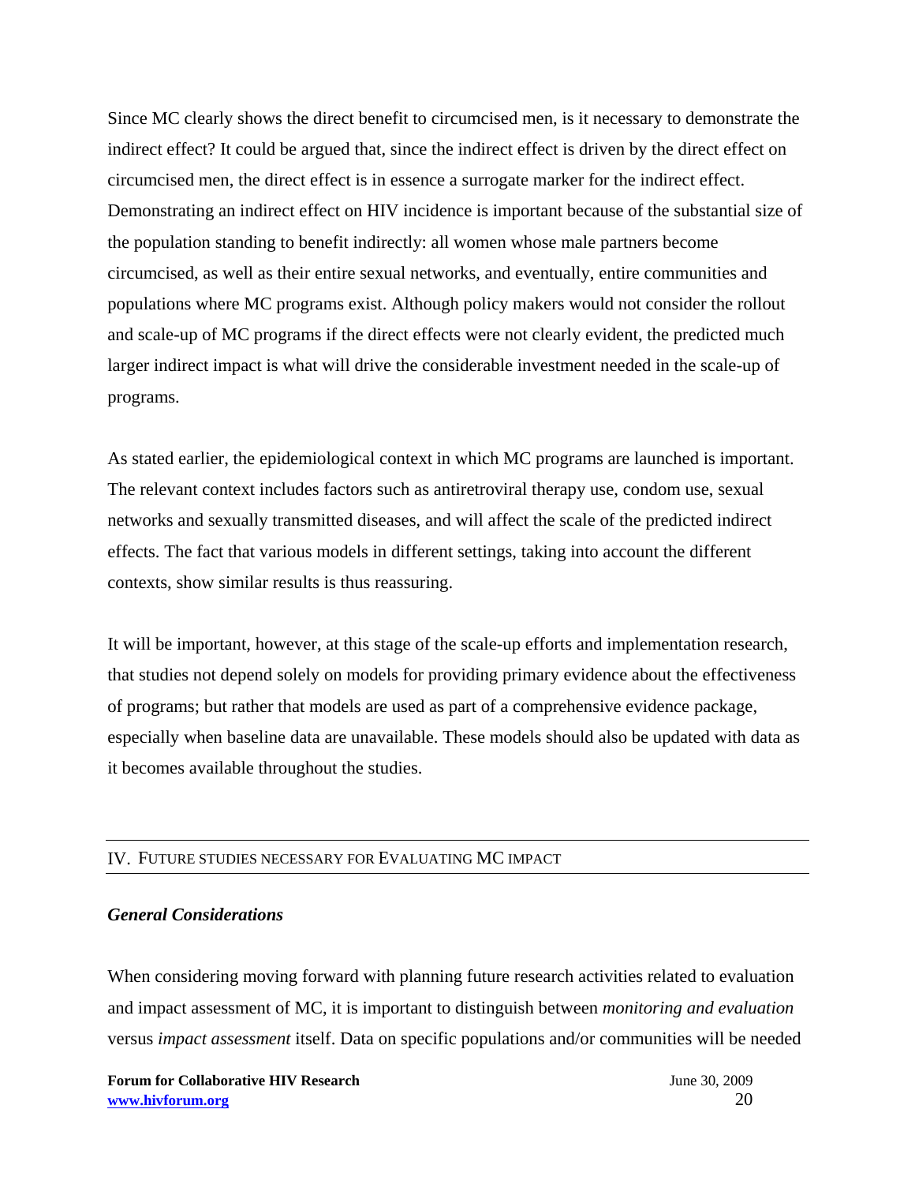Since MC clearly shows the direct benefit to circumcised men, is it necessary to demonstrate the indirect effect? It could be argued that, since the indirect effect is driven by the direct effect on circumcised men, the direct effect is in essence a surrogate marker for the indirect effect. Demonstrating an indirect effect on HIV incidence is important because of the substantial size of the population standing to benefit indirectly: all women whose male partners become circumcised, as well as their entire sexual networks, and eventually, entire communities and populations where MC programs exist. Although policy makers would not consider the rollout and scale-up of MC programs if the direct effects were not clearly evident, the predicted much larger indirect impact is what will drive the considerable investment needed in the scale-up of programs.

As stated earlier, the epidemiological context in which MC programs are launched is important. The relevant context includes factors such as antiretroviral therapy use, condom use, sexual networks and sexually transmitted diseases, and will affect the scale of the predicted indirect effects. The fact that various models in different settings, taking into account the different contexts, show similar results is thus reassuring.

It will be important, however, at this stage of the scale-up efforts and implementation research, that studies not depend solely on models for providing primary evidence about the effectiveness of programs; but rather that models are used as part of a comprehensive evidence package, especially when baseline data are unavailable. These models should also be updated with data as it becomes available throughout the studies.

## IV. Future Studies Necessary for Evaluating MC Impact

### *General Considerations*

When considering moving forward with planning future research activities related to evaluation and impact assessment of MC, it is important to distinguish between *monitoring and evaluation* versus *impact assessment* itself. Data on specific populations and/or communities will be needed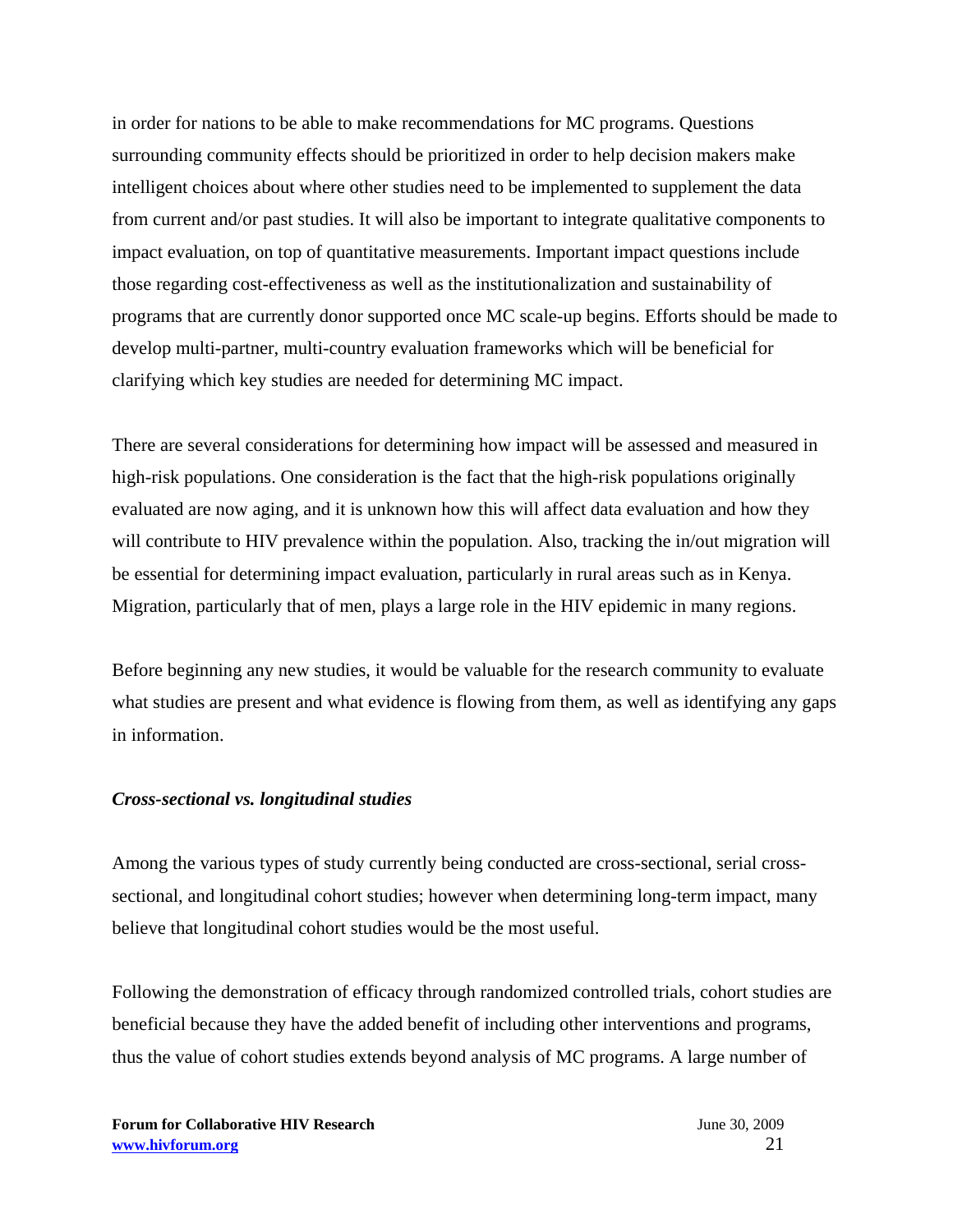in order for nations to be able to make recommendations for MC programs. Questions surrounding community effects should be prioritized in order to help decision makers make intelligent choices about where other studies need to be implemented to supplement the data from current and/or past studies. It will also be important to integrate qualitative components to impact evaluation, on top of quantitative measurements. Important impact questions include those regarding cost-effectiveness as well as the institutionalization and sustainability of programs that are currently donor supported once MC scale-up begins. Efforts should be made to develop multi-partner, multi-country evaluation frameworks which will be beneficial for clarifying which key studies are needed for determining MC impact.

There are several considerations for determining how impact will be assessed and measured in high-risk populations. One consideration is the fact that the high-risk populations originally evaluated are now aging, and it is unknown how this will affect data evaluation and how they will contribute to HIV prevalence within the population. Also, tracking the in/out migration will be essential for determining impact evaluation, particularly in rural areas such as in Kenya. Migration, particularly that of men, plays a large role in the HIV epidemic in many regions.

Before beginning any new studies, it would be valuable for the research community to evaluate what studies are present and what evidence is flowing from them, as well as identifying any gaps in information.

### *Cross-sectional vs. longitudinal studies*

Among the various types of study currently being conducted are cross-sectional, serial cross-sectional, and longitudinal cohort studies; however when determining long-term impact, many believe that longitudinal cohort studies would be the most useful.

Following the demonstration of efficacy through randomized controlled trials, cohort studies are beneficial because they have the added benefit of including other interventions and programs, thus the value of cohort studies extends beyond analysis of MC programs. A large number of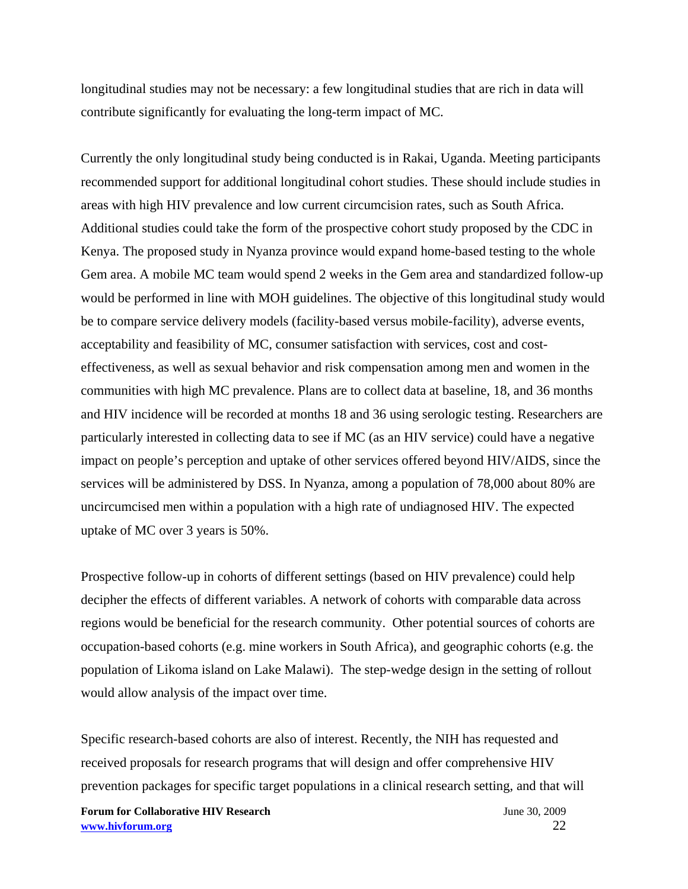longitudinal studies may not be necessary: a few longitudinal studies that are rich in data will contribute significantly for evaluating the long-term impact of MC.

Currently the only longitudinal study being conducted is in Rakai, Uganda. Meeting participants recommended support for additional longitudinal cohort studies. These should include studies in areas with high HIV prevalence and low current circumcision rates, such as South Africa. Additional studies could take the form of the prospective cohort study proposed by the CDC in Kenya. The proposed study in Nyanza province would expand home-based testing to the whole Gem area. A mobile MC team would spend 2 weeks in the Gem area and standardized follow-up would be performed in line with MOH guidelines. The objective of this longitudinal study would be to compare service delivery models (facility-based versus mobile-facility), adverse events, acceptability and feasibility of MC, consumer satisfaction with services, cost and cost-effectiveness, as well as sexual behavior and risk compensation among men and women in the communities with high MC prevalence. Plans are to collect data at baseline, 18, and 36 months and HIV incidence will be recorded at months 18 and 36 using serologic testing. Researchers are particularly interested in collecting data to see if MC (as an HIV service) could have a negative impact on people's perception and uptake of other services offered beyond HIV/AIDS, since the services will be administered by DSS. In Nyanza, among a population of 78,000 about 80% are uncircumcised men within a population with a high rate of undiagnosed HIV. The expected uptake of MC over 3 years is 50%.

Prospective follow-up in cohorts of different settings (based on HIV prevalence) could help decipher the effects of different variables. A network of cohorts with comparable data across regions would be beneficial for the research community. Other potential sources of cohorts are occupation-based cohorts (e.g. mine workers in South Africa), and geographic cohorts (e.g. the population of Likoma island on Lake Malawi). The step-wedge design in the setting of rollout would allow analysis of the impact over time.

Specific research-based cohorts are also of interest. Recently, the NIH has requested and received proposals for research programs that will design and offer comprehensive HIV prevention packages for specific target populations in a clinical research setting, and that will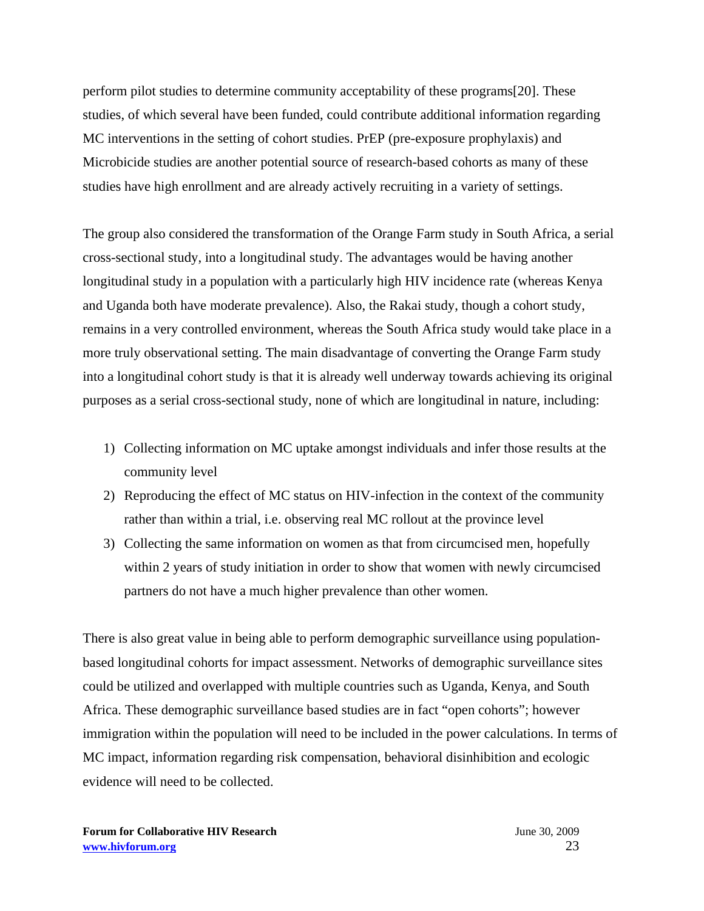perform pilot studies to determine community acceptability of these programs[20]. These studies, of which several have been funded, could contribute additional information regarding MC interventions in the setting of cohort studies. PrEP (pre-exposure prophylaxis) and Microbicide studies are another potential source of research-based cohorts as many of these studies have high enrollment and are already actively recruiting in a variety of settings.

The group also considered the transformation of the Orange Farm study in South Africa, a serial cross-sectional study, into a longitudinal study. The advantages would be having another longitudinal study in a population with a particularly high HIV incidence rate (whereas Kenya and Uganda both have moderate prevalence). Also, the Rakai study, though a cohort study, remains in a very controlled environment, whereas the South Africa study would take place in a more truly observational setting. The main disadvantage of converting the Orange Farm study into a longitudinal cohort study is that it is already well underway towards achieving its original purposes as a serial cross-sectional study, none of which are longitudinal in nature, including:

1) Collecting information on MC uptake amongst individuals and infer those results at the community level
2) Reproducing the effect of MC status on HIV-infection in the context of the community rather than within a trial, i.e. observing real MC rollout at the province level
3) Collecting the same information on women as that from circumcised men, hopefully within 2 years of study initiation in order to show that women with newly circumcised partners do not have a much higher prevalence than other women.

There is also great value in being able to perform demographic surveillance using population-based longitudinal cohorts for impact assessment. Networks of demographic surveillance sites could be utilized and overlapped with multiple countries such as Uganda, Kenya, and South Africa. These demographic surveillance based studies are in fact "open cohorts"; however immigration within the population will need to be included in the power calculations. In terms of MC impact, information regarding risk compensation, behavioral disinhibition and ecologic evidence will need to be collected.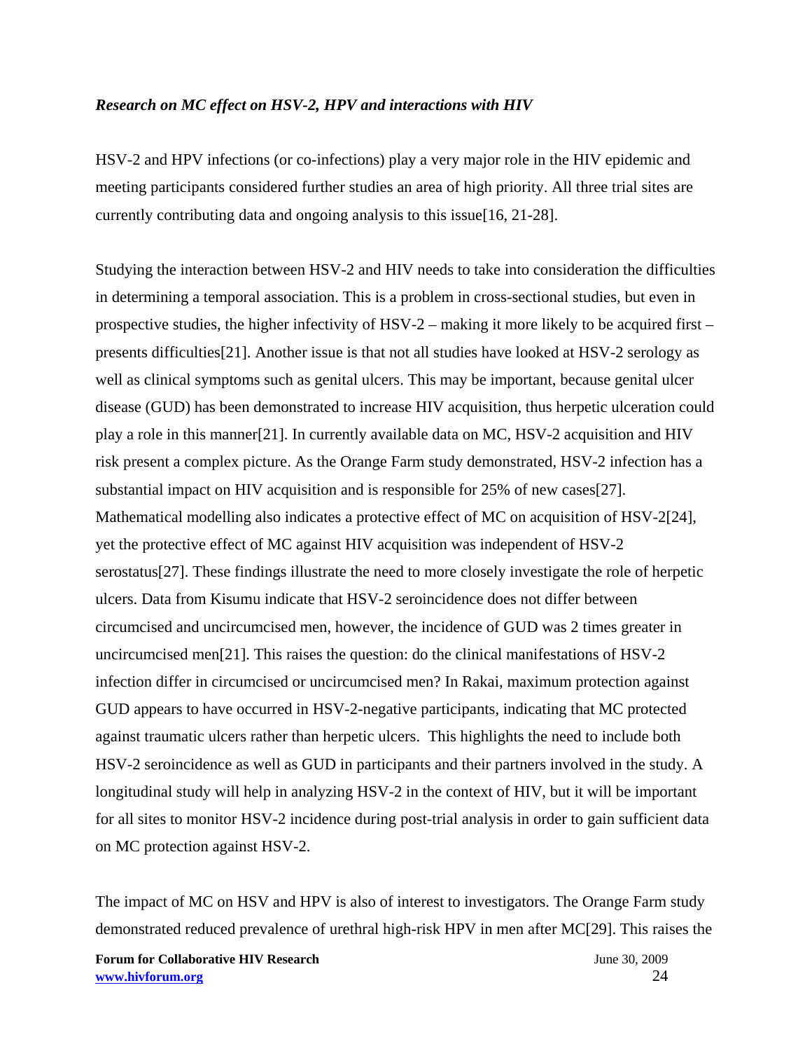***Research on MC effect on HSV-2, HPV and interactions with HIV***

HSV-2 and HPV infections (or co-infections) play a very major role in the HIV epidemic and meeting participants considered further studies an area of high priority. All three trial sites are currently contributing data and ongoing analysis to this issue[16, 21-28].

Studying the interaction between HSV-2 and HIV needs to take into consideration the difficulties in determining a temporal association. This is a problem in cross-sectional studies, but even in prospective studies, the higher infectivity of HSV-2 – making it more likely to be acquired first – presents difficulties[21]. Another issue is that not all studies have looked at HSV-2 serology as well as clinical symptoms such as genital ulcers. This may be important, because genital ulcer disease (GUD) has been demonstrated to increase HIV acquisition, thus herpetic ulceration could play a role in this manner[21]. In currently available data on MC, HSV-2 acquisition and HIV risk present a complex picture. As the Orange Farm study demonstrated, HSV-2 infection has a substantial impact on HIV acquisition and is responsible for 25% of new cases[27]. Mathematical modelling also indicates a protective effect of MC on acquisition of HSV-2[24], yet the protective effect of MC against HIV acquisition was independent of HSV-2 serostatus[27]. These findings illustrate the need to more closely investigate the role of herpetic ulcers. Data from Kisumu indicate that HSV-2 seroincidence does not differ between circumcised and uncircumcised men, however, the incidence of GUD was 2 times greater in uncircumcised men[21]. This raises the question: do the clinical manifestations of HSV-2 infection differ in circumcised or uncircumcised men? In Rakai, maximum protection against GUD appears to have occurred in HSV-2-negative participants, indicating that MC protected against traumatic ulcers rather than herpetic ulcers. This highlights the need to include both HSV-2 seroincidence as well as GUD in participants and their partners involved in the study. A longitudinal study will help in analyzing HSV-2 in the context of HIV, but it will be important for all sites to monitor HSV-2 incidence during post-trial analysis in order to gain sufficient data on MC protection against HSV-2.

The impact of MC on HSV and HPV is also of interest to investigators. The Orange Farm study demonstrated reduced prevalence of urethral high-risk HPV in men after MC[29]. This raises the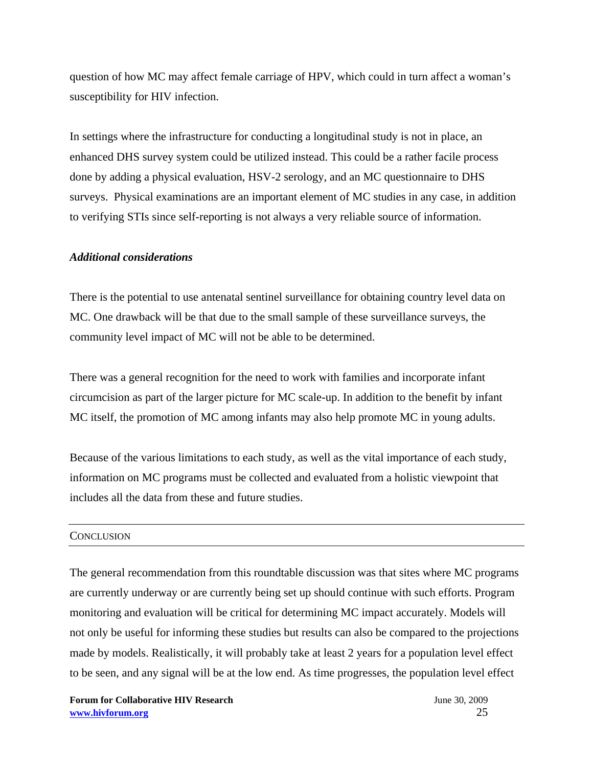question of how MC may affect female carriage of HPV, which could in turn affect a woman's susceptibility for HIV infection.

In settings where the infrastructure for conducting a longitudinal study is not in place, an enhanced DHS survey system could be utilized instead. This could be a rather facile process done by adding a physical evaluation, HSV-2 serology, and an MC questionnaire to DHS surveys. Physical examinations are an important element of MC studies in any case, in addition to verifying STIs since self-reporting is not always a very reliable source of information.

### *Additional considerations*

There is the potential to use antenatal sentinel surveillance for obtaining country level data on MC. One drawback will be that due to the small sample of these surveillance surveys, the community level impact of MC will not be able to be determined.

There was a general recognition for the need to work with families and incorporate infant circumcision as part of the larger picture for MC scale-up. In addition to the benefit by infant MC itself, the promotion of MC among infants may also help promote MC in young adults.

Because of the various limitations to each study, as well as the vital importance of each study, information on MC programs must be collected and evaluated from a holistic viewpoint that includes all the data from these and future studies.

## CONCLUSION

The general recommendation from this roundtable discussion was that sites where MC programs are currently underway or are currently being set up should continue with such efforts. Program monitoring and evaluation will be critical for determining MC impact accurately. Models will not only be useful for informing these studies but results can also be compared to the projections made by models. Realistically, it will probably take at least 2 years for a population level effect to be seen, and any signal will be at the low end. As time progresses, the population level effect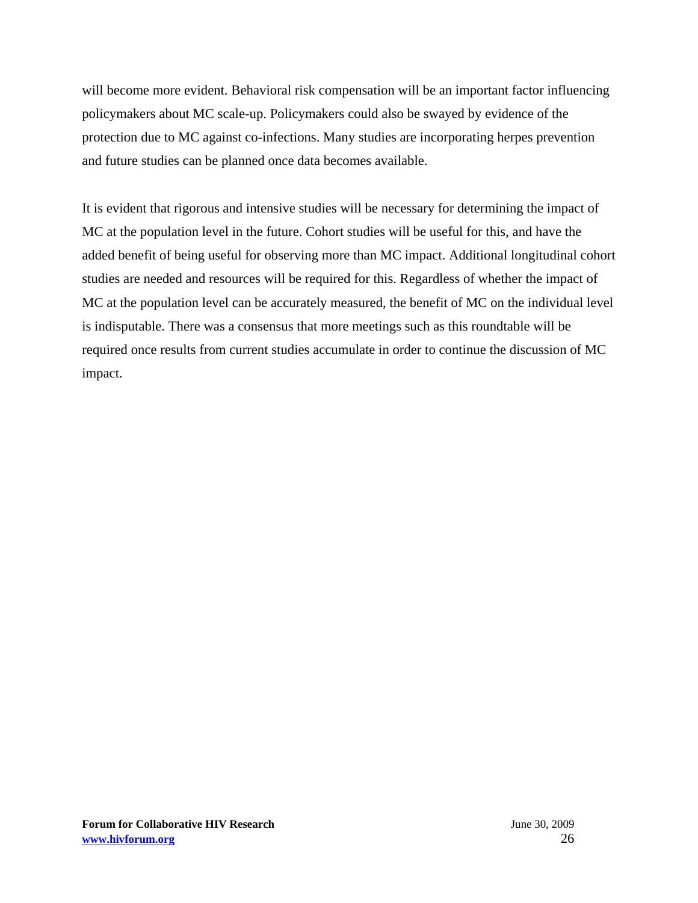will become more evident. Behavioral risk compensation will be an important factor influencing policymakers about MC scale-up. Policymakers could also be swayed by evidence of the protection due to MC against co-infections. Many studies are incorporating herpes prevention and future studies can be planned once data becomes available.

It is evident that rigorous and intensive studies will be necessary for determining the impact of MC at the population level in the future. Cohort studies will be useful for this, and have the added benefit of being useful for observing more than MC impact. Additional longitudinal cohort studies are needed and resources will be required for this. Regardless of whether the impact of MC at the population level can be accurately measured, the benefit of MC on the individual level is indisputable. There was a consensus that more meetings such as this roundtable will be required once results from current studies accumulate in order to continue the discussion of MC impact.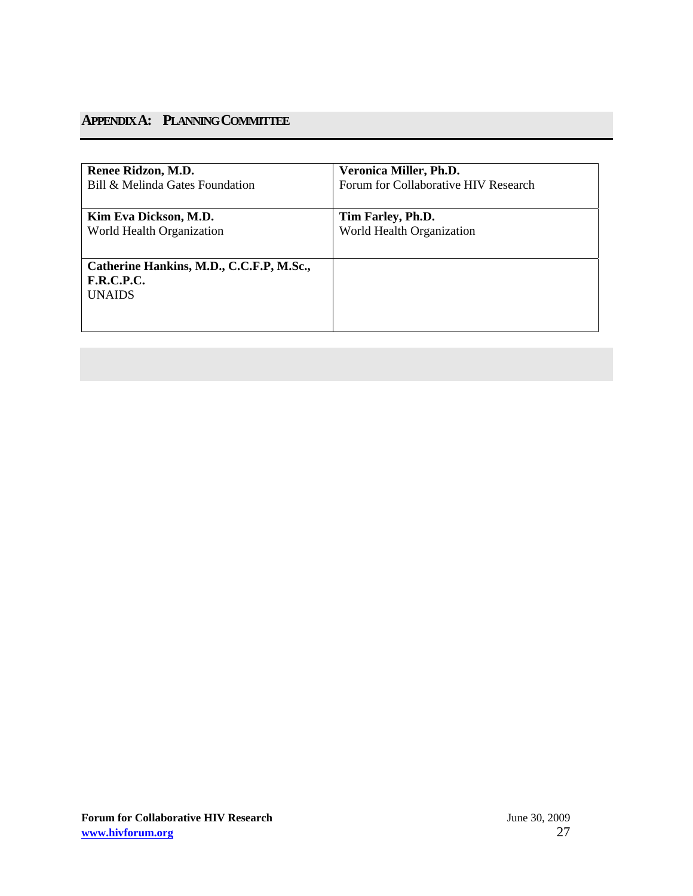## APPENDIX A: PLANNING COMMITTEE

| | |
|---|---|
| **Renee Ridzon, M.D.**<br>Bill & Melinda Gates Foundation | **Veronica Miller, Ph.D.**<br>Forum for Collaborative HIV Research |
| **Kim Eva Dickson, M.D.**<br>World Health Organization | **Tim Farley, Ph.D.**<br>World Health Organization |
| **Catherine Hankins, M.D., C.C.F.P, M.Sc., F.R.C.P.C.**<br>UNAIDS | |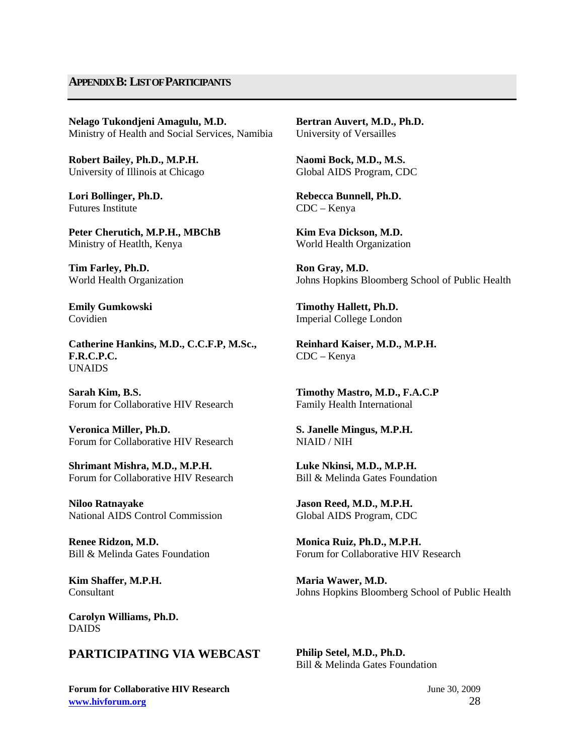## APPENDIX B: LIST OF PARTICIPANTS

**Nelago Tukondjeni Amagulu, M.D.**
Ministry of Health and Social Services, Namibia

**Bertran Auvert, M.D., Ph.D.**
University of Versailles

**Robert Bailey, Ph.D., M.P.H.**
University of Illinois at Chicago

**Naomi Bock, M.D., M.S.**
Global AIDS Program, CDC

**Lori Bollinger, Ph.D.**
Futures Institute

**Rebecca Bunnell, Ph.D.**
CDC – Kenya

**Peter Cherutich, M.P.H., MBChB**
Ministry of Heatlth, Kenya

**Kim Eva Dickson, M.D.**
World Health Organization

**Tim Farley, Ph.D.**
World Health Organization

**Ron Gray, M.D.**
Johns Hopkins Bloomberg School of Public Health

**Emily Gumkowski**
Covidien

**Timothy Hallett, Ph.D.**
Imperial College London

**Catherine Hankins, M.D., C.C.F.P, M.Sc., F.R.C.P.C.**
UNAIDS

**Reinhard Kaiser, M.D., M.P.H.**
CDC – Kenya

**Sarah Kim, B.S.**
Forum for Collaborative HIV Research

**Timothy Mastro, M.D., F.A.C.P**
Family Health International

**Veronica Miller, Ph.D.**
Forum for Collaborative HIV Research

**S. Janelle Mingus, M.P.H.**
NIAID / NIH

**Shrimant Mishra, M.D., M.P.H.**
Forum for Collaborative HIV Research

**Luke Nkinsi, M.D., M.P.H.**
Bill & Melinda Gates Foundation

**Niloo Ratnayake**
National AIDS Control Commission

**Jason Reed, M.D., M.P.H.**
Global AIDS Program, CDC

**Renee Ridzon, M.D.**
Bill & Melinda Gates Foundation

**Monica Ruiz, Ph.D., M.P.H.**
Forum for Collaborative HIV Research

**Kim Shaffer, M.P.H.**
Consultant

**Maria Wawer, M.D.**
Johns Hopkins Bloomberg School of Public Health

**Carolyn Williams, Ph.D.**
DAIDS

### PARTICIPATING VIA WEBCAST

**Philip Setel, M.D., Ph.D.**
Bill & Melinda Gates Foundation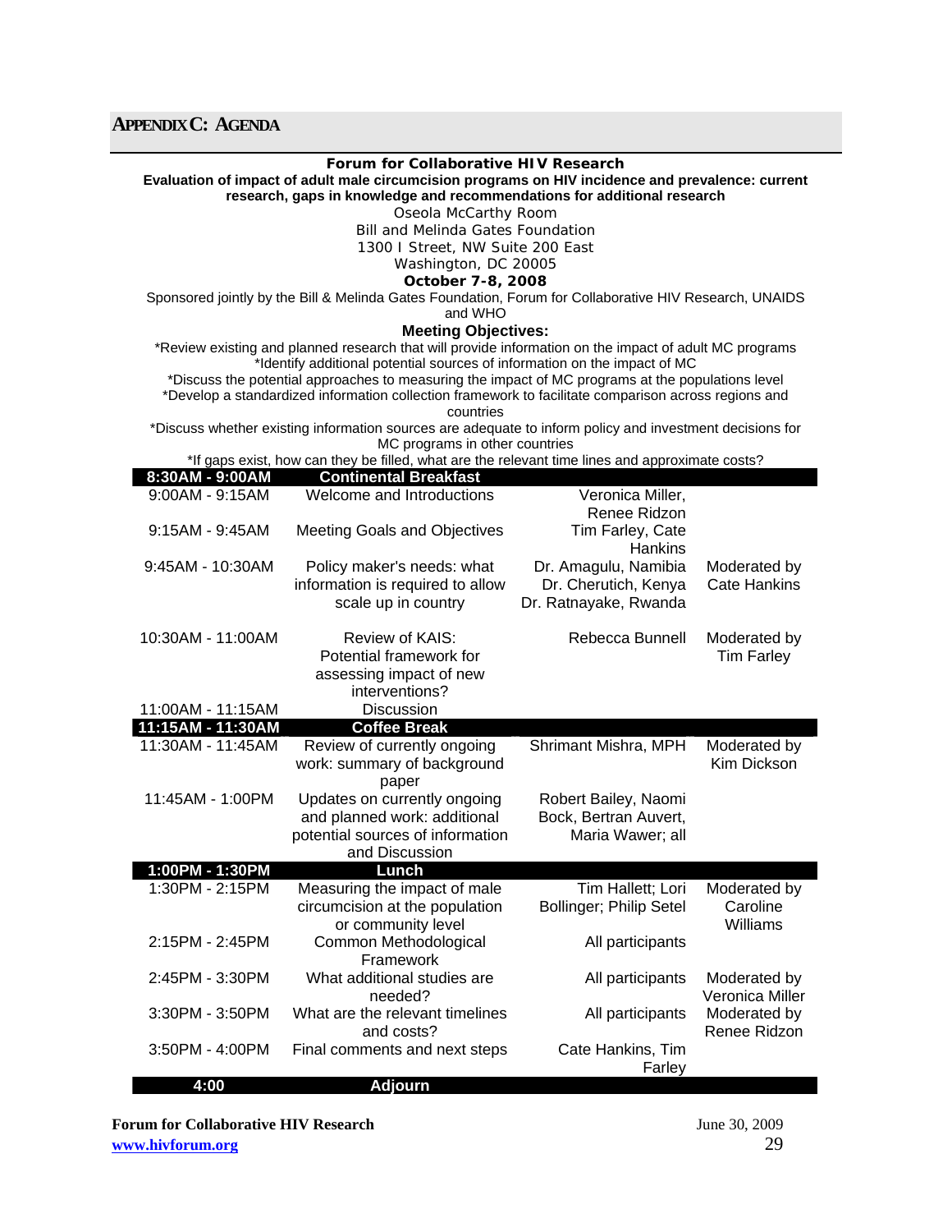## APPENDIX C: AGENDA

**Forum for Collaborative HIV Research**

**Evaluation of impact of adult male circumcision programs on HIV incidence and prevalence: current research, gaps in knowledge and recommendations for additional research**

Oseola McCarthy Room
Bill and Melinda Gates Foundation
1300 I Street, NW Suite 200 East
Washington, DC 20005

**October 7-8, 2008**

Sponsored jointly by the Bill & Melinda Gates Foundation, Forum for Collaborative HIV Research, UNAIDS and WHO

**Meeting Objectives:**

*Review existing and planned research that will provide information on the impact of adult MC programs
*Identify additional potential sources of information on the impact of MC
*Discuss the potential approaches to measuring the impact of MC programs at the populations level
*Develop a standardized information collection framework to facilitate comparison across regions and countries
*Discuss whether existing information sources are adequate to inform policy and investment decisions for MC programs in other countries
*If gaps exist, how can they be filled, what are the relevant time lines and approximate costs?

| Time | Session | Speakers | Moderator |
|---|---|---|---|
| **8:30AM - 9:00AM** | **Continental Breakfast** | | |
| 9:00AM - 9:15AM | Welcome and Introductions | Veronica Miller, Renee Ridzon | |
| 9:15AM - 9:45AM | Meeting Goals and Objectives | Tim Farley, Cate Hankins | |
| 9:45AM - 10:30AM | Policy maker's needs: what information is required to allow scale up in country | Dr. Amagulu, Namibia<br>Dr. Cherutich, Kenya<br>Dr. Ratnayake, Rwanda | Moderated by Cate Hankins |
| 10:30AM - 11:00AM | Review of KAIS: Potential framework for assessing impact of new interventions? | Rebecca Bunnell | Moderated by Tim Farley |
| 11:00AM - 11:15AM | Discussion | | |
| **11:15AM - 11:30AM** | **Coffee Break** | | |
| 11:30AM - 11:45AM | Review of currently ongoing work: summary of background paper | Shrimant Mishra, MPH | Moderated by Kim Dickson |
| 11:45AM - 1:00PM | Updates on currently ongoing and planned work: additional potential sources of information and Discussion | Robert Bailey, Naomi Bock, Bertran Auvert, Maria Wawer; all | |
| **1:00PM - 1:30PM** | **Lunch** | | |
| 1:30PM - 2:15PM | Measuring the impact of male circumcision at the population or community level | Tim Hallett; Lori Bollinger; Philip Setel | Moderated by Caroline Williams |
| 2:15PM - 2:45PM | Common Methodological Framework | All participants | |
| 2:45PM - 3:30PM | What additional studies are needed? | All participants | Moderated by Veronica Miller |
| 3:30PM - 3:50PM | What are the relevant timelines and costs? | All participants | Moderated by Renee Ridzon |
| 3:50PM - 4:00PM | Final comments and next steps | Cate Hankins, Tim Farley | |
| **4:00** | **Adjourn** | | |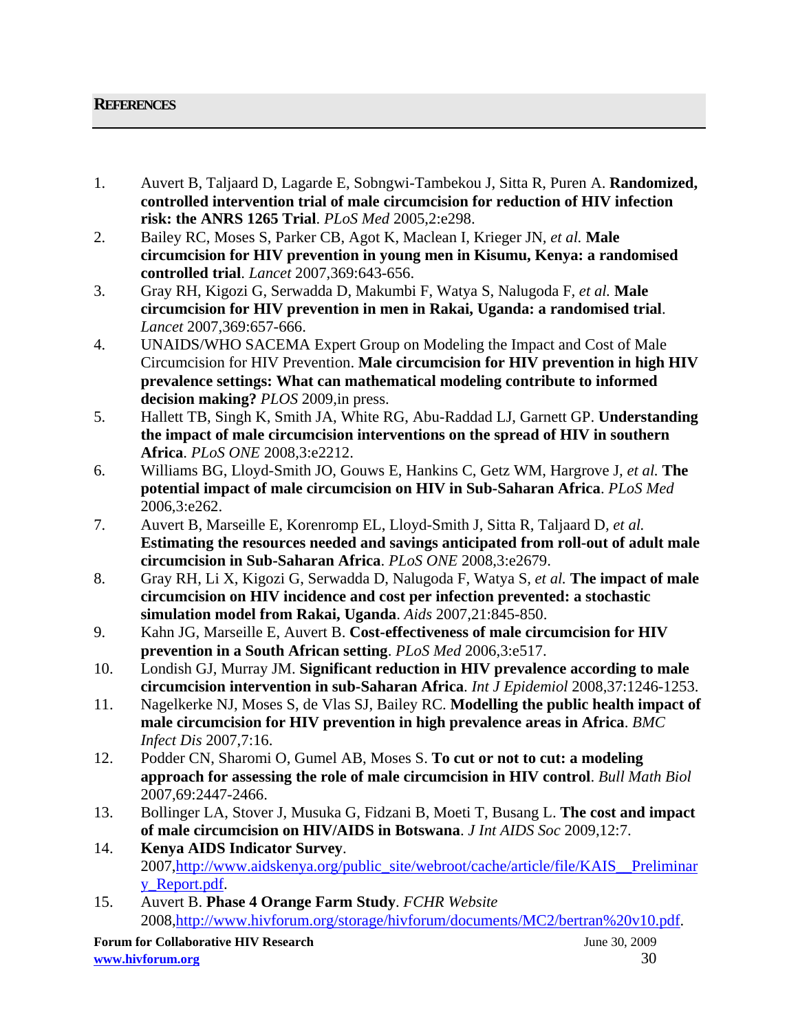## REFERENCES

1. Auvert B, Taljaard D, Lagarde E, Sobngwi-Tambekou J, Sitta R, Puren A. **Randomized, controlled intervention trial of male circumcision for reduction of HIV infection risk: the ANRS 1265 Trial**. *PLoS Med* 2005,2:e298.
2. Bailey RC, Moses S, Parker CB, Agot K, Maclean I, Krieger JN*, et al.* **Male circumcision for HIV prevention in young men in Kisumu, Kenya: a randomised controlled trial**. *Lancet* 2007,369:643-656.
3. Gray RH, Kigozi G, Serwadda D, Makumbi F, Watya S, Nalugoda F*, et al.* **Male circumcision for HIV prevention in men in Rakai, Uganda: a randomised trial**. *Lancet* 2007,369:657-666.
4. UNAIDS/WHO SACEMA Expert Group on Modeling the Impact and Cost of Male Circumcision for HIV Prevention. **Male circumcision for HIV prevention in high HIV prevalence settings: What can mathematical modeling contribute to informed decision making?** *PLOS* 2009,in press.
5. Hallett TB, Singh K, Smith JA, White RG, Abu-Raddad LJ, Garnett GP. **Understanding the impact of male circumcision interventions on the spread of HIV in southern Africa**. *PLoS ONE* 2008,3:e2212.
6. Williams BG, Lloyd-Smith JO, Gouws E, Hankins C, Getz WM, Hargrove J*, et al.* **The potential impact of male circumcision on HIV in Sub-Saharan Africa**. *PLoS Med* 2006,3:e262.
7. Auvert B, Marseille E, Korenromp EL, Lloyd-Smith J, Sitta R, Taljaard D*, et al.* **Estimating the resources needed and savings anticipated from roll-out of adult male circumcision in Sub-Saharan Africa**. *PLoS ONE* 2008,3:e2679.
8. Gray RH, Li X, Kigozi G, Serwadda D, Nalugoda F, Watya S*, et al.* **The impact of male circumcision on HIV incidence and cost per infection prevented: a stochastic simulation model from Rakai, Uganda**. *Aids* 2007,21:845-850.
9. Kahn JG, Marseille E, Auvert B. **Cost-effectiveness of male circumcision for HIV prevention in a South African setting**. *PLoS Med* 2006,3:e517.
10. Londish GJ, Murray JM. **Significant reduction in HIV prevalence according to male circumcision intervention in sub-Saharan Africa**. *Int J Epidemiol* 2008,37:1246-1253.
11. Nagelkerke NJ, Moses S, de Vlas SJ, Bailey RC. **Modelling the public health impact of male circumcision for HIV prevention in high prevalence areas in Africa**. *BMC Infect Dis* 2007,7:16.
12. Podder CN, Sharomi O, Gumel AB, Moses S. **To cut or not to cut: a modeling approach for assessing the role of male circumcision in HIV control**. *Bull Math Biol* 2007,69:2447-2466.
13. Bollinger LA, Stover J, Musuka G, Fidzani B, Moeti T, Busang L. **The cost and impact of male circumcision on HIV/AIDS in Botswana**. *J Int AIDS Soc* 2009,12:7.
14. **Kenya AIDS Indicator Survey**. 2007,http://www.aidskenya.org/public_site/webroot/cache/article/file/KAIS__Preliminary_Report.pdf.
15. Auvert B. **Phase 4 Orange Farm Study**. *FCHR Website* 2008,http://www.hivforum.org/storage/hivforum/documents/MC2/bertran%20v10.pdf.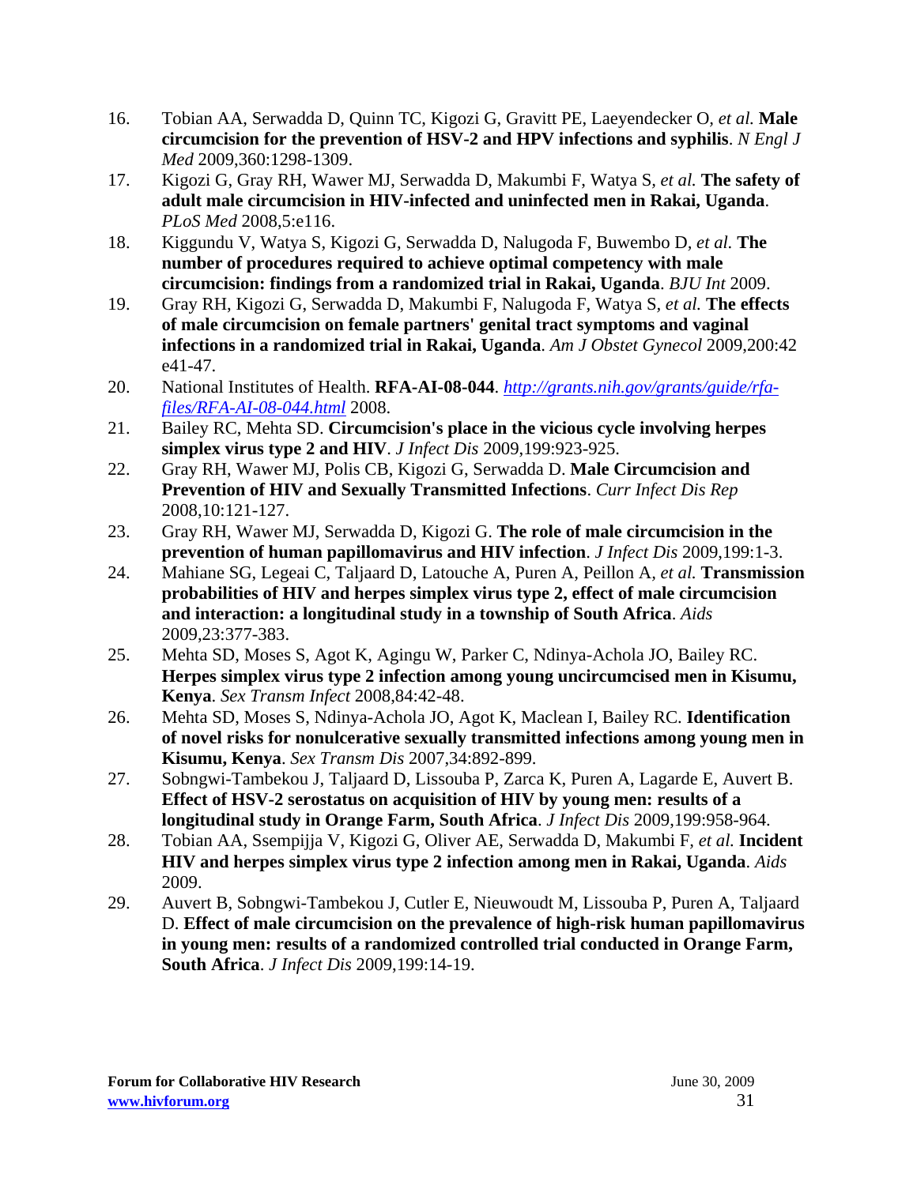16. Tobian AA, Serwadda D, Quinn TC, Kigozi G, Gravitt PE, Laeyendecker O, *et al.* **Male circumcision for the prevention of HSV-2 and HPV infections and syphilis**. *N Engl J Med* 2009,360:1298-1309.
17. Kigozi G, Gray RH, Wawer MJ, Serwadda D, Makumbi F, Watya S, *et al.* **The safety of adult male circumcision in HIV-infected and uninfected men in Rakai, Uganda**. *PLoS Med* 2008,5:e116.
18. Kiggundu V, Watya S, Kigozi G, Serwadda D, Nalugoda F, Buwembo D, *et al.* **The number of procedures required to achieve optimal competency with male circumcision: findings from a randomized trial in Rakai, Uganda**. *BJU Int* 2009.
19. Gray RH, Kigozi G, Serwadda D, Makumbi F, Nalugoda F, Watya S, *et al.* **The effects of male circumcision on female partners' genital tract symptoms and vaginal infections in a randomized trial in Rakai, Uganda**. *Am J Obstet Gynecol* 2009,200:42 e41-47.
20. National Institutes of Health. **RFA-AI-08-044**. [http://grants.nih.gov/grants/guide/rfa-files/RFA-AI-08-044.html](http://grants.nih.gov/grants/guide/rfa-files/RFA-AI-08-044.html) 2008.
21. Bailey RC, Mehta SD. **Circumcision's place in the vicious cycle involving herpes simplex virus type 2 and HIV**. *J Infect Dis* 2009,199:923-925.
22. Gray RH, Wawer MJ, Polis CB, Kigozi G, Serwadda D. **Male Circumcision and Prevention of HIV and Sexually Transmitted Infections**. *Curr Infect Dis Rep* 2008,10:121-127.
23. Gray RH, Wawer MJ, Serwadda D, Kigozi G. **The role of male circumcision in the prevention of human papillomavirus and HIV infection**. *J Infect Dis* 2009,199:1-3.
24. Mahiane SG, Legeai C, Taljaard D, Latouche A, Puren A, Peillon A, *et al.* **Transmission probabilities of HIV and herpes simplex virus type 2, effect of male circumcision and interaction: a longitudinal study in a township of South Africa**. *Aids* 2009,23:377-383.
25. Mehta SD, Moses S, Agot K, Agingu W, Parker C, Ndinya-Achola JO, Bailey RC. **Herpes simplex virus type 2 infection among young uncircumcised men in Kisumu, Kenya**. *Sex Transm Infect* 2008,84:42-48.
26. Mehta SD, Moses S, Ndinya-Achola JO, Agot K, Maclean I, Bailey RC. **Identification of novel risks for nonulcerative sexually transmitted infections among young men in Kisumu, Kenya**. *Sex Transm Dis* 2007,34:892-899.
27. Sobngwi-Tambekou J, Taljaard D, Lissouba P, Zarca K, Puren A, Lagarde E, Auvert B. **Effect of HSV-2 serostatus on acquisition of HIV by young men: results of a longitudinal study in Orange Farm, South Africa**. *J Infect Dis* 2009,199:958-964.
28. Tobian AA, Ssempijja V, Kigozi G, Oliver AE, Serwadda D, Makumbi F, *et al.* **Incident HIV and herpes simplex virus type 2 infection among men in Rakai, Uganda**. *Aids* 2009.
29. Auvert B, Sobngwi-Tambekou J, Cutler E, Nieuwoudt M, Lissouba P, Puren A, Taljaard D. **Effect of male circumcision on the prevalence of high-risk human papillomavirus in young men: results of a randomized controlled trial conducted in Orange Farm, South Africa**. *J Infect Dis* 2009,199:14-19.